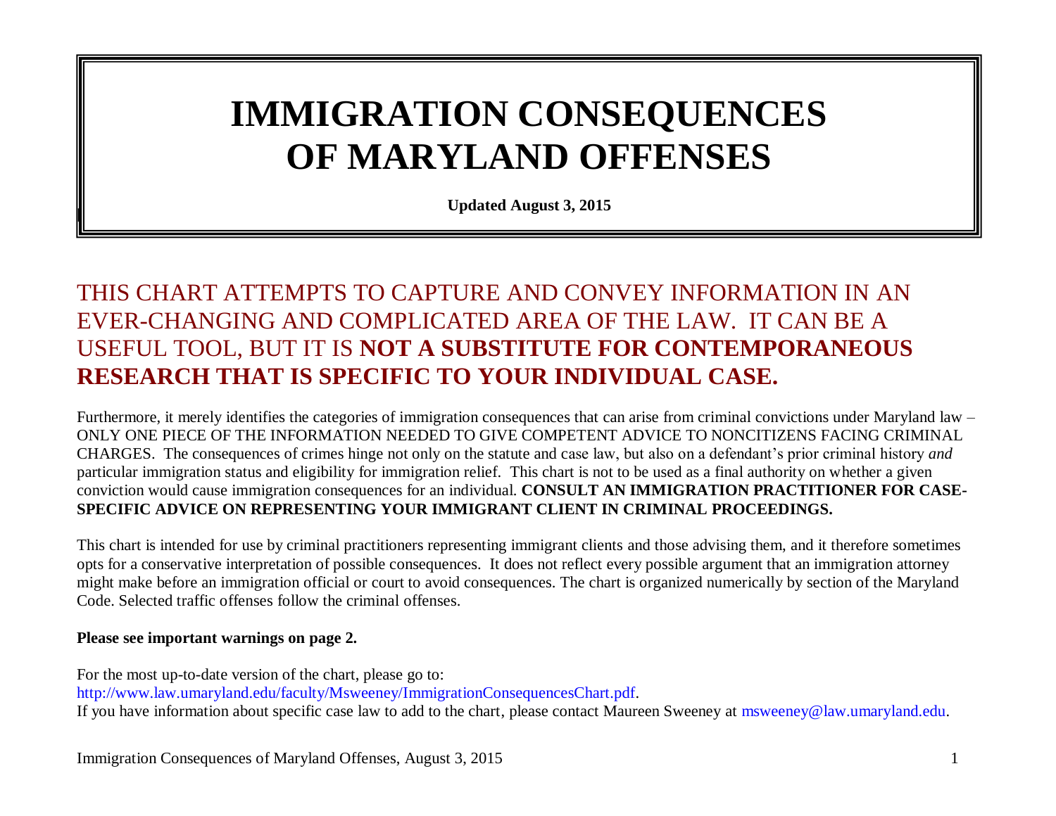# IMMIGRATION CONSEQUENCES OF MARYLAND OFFENSES

**Updated August 3, 2015**

THIS CHART ATTEMPTS TO CAPTURE AND CONVEY INFORMATION IN AN EVER-CHANGING AND COMPLICATED AREA OF THE LAW. IT CAN BE A USEFUL TOOL, BUT IT IS **NOT A SUBSTITUTE FOR CONTEMPORANEOUS RESEARCH THAT IS SPECIFIC TO YOUR INDIVIDUAL CASE.**

Furthermore, it merely identifies the categories of immigration consequences that can arise from criminal convictions under Maryland law – ONLY ONE PIECE OF THE INFORMATION NEEDED TO GIVE COMPETENT ADVICE TO NONCITIZENS FACING CRIMINAL CHARGES. The consequences of crimes hinge not only on the statute and case law, but also on a defendant's prior criminal history *and* particular immigration status and eligibility for immigration relief. This chart is not to be used as a final authority on whether a given conviction would cause immigration consequences for an individual. **CONSULT AN IMMIGRATION PRACTITIONER FOR CASE-SPECIFIC ADVICE ON REPRESENTING YOUR IMMIGRANT CLIENT IN CRIMINAL PROCEEDINGS.**

This chart is intended for use by criminal practitioners representing immigrant clients and those advising them, and it therefore sometimes opts for a conservative interpretation of possible consequences. It does not reflect every possible argument that an immigration attorney might make before an immigration official or court to avoid consequences. The chart is organized numerically by section of the Maryland Code. Selected traffic offenses follow the criminal offenses.

**Please see important warnings on page 2.**

For the most up-to-date version of the chart, please go to:
http://www.law.umaryland.edu/faculty/Msweeney/ImmigrationConsequencesChart.pdf.
If you have information about specific case law to add to the chart, please contact Maureen Sweeney at msweeney@law.umaryland.edu.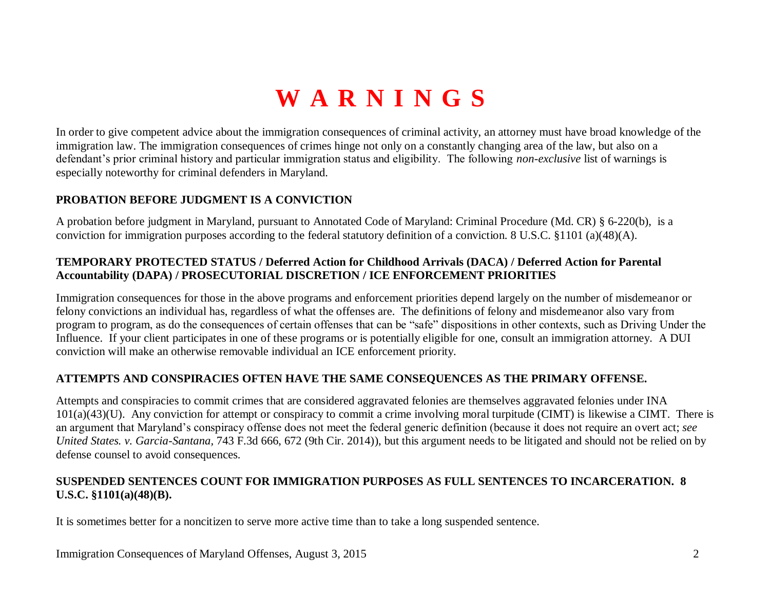# W A R N I N G S

In order to give competent advice about the immigration consequences of criminal activity, an attorney must have broad knowledge of the immigration law. The immigration consequences of crimes hinge not only on a constantly changing area of the law, but also on a defendant's prior criminal history and particular immigration status and eligibility. The following *non-exclusive* list of warnings is especially noteworthy for criminal defenders in Maryland.

**PROBATION BEFORE JUDGMENT IS A CONVICTION**

A probation before judgment in Maryland, pursuant to Annotated Code of Maryland: Criminal Procedure (Md. CR) § 6-220(b), is a conviction for immigration purposes according to the federal statutory definition of a conviction. 8 U.S.C. §1101 (a)(48)(A).

**TEMPORARY PROTECTED STATUS / Deferred Action for Childhood Arrivals (DACA) / Deferred Action for Parental Accountability (DAPA) / PROSECUTORIAL DISCRETION / ICE ENFORCEMENT PRIORITIES**

Immigration consequences for those in the above programs and enforcement priorities depend largely on the number of misdemeanor or felony convictions an individual has, regardless of what the offenses are. The definitions of felony and misdemeanor also vary from program to program, as do the consequences of certain offenses that can be "safe" dispositions in other contexts, such as Driving Under the Influence. If your client participates in one of these programs or is potentially eligible for one, consult an immigration attorney. A DUI conviction will make an otherwise removable individual an ICE enforcement priority.

**ATTEMPTS AND CONSPIRACIES OFTEN HAVE THE SAME CONSEQUENCES AS THE PRIMARY OFFENSE.**

Attempts and conspiracies to commit crimes that are considered aggravated felonies are themselves aggravated felonies under INA 101(a)(43)(U). Any conviction for attempt or conspiracy to commit a crime involving moral turpitude (CIMT) is likewise a CIMT. There is an argument that Maryland's conspiracy offense does not meet the federal generic definition (because it does not require an overt act; *see United States. v. Garcia-Santana,* 743 F.3d 666, 672 (9th Cir. 2014)), but this argument needs to be litigated and should not be relied on by defense counsel to avoid consequences.

**SUSPENDED SENTENCES COUNT FOR IMMIGRATION PURPOSES AS FULL SENTENCES TO INCARCERATION. 8 U.S.C. §1101(a)(48)(B).**

It is sometimes better for a noncitizen to serve more active time than to take a long suspended sentence.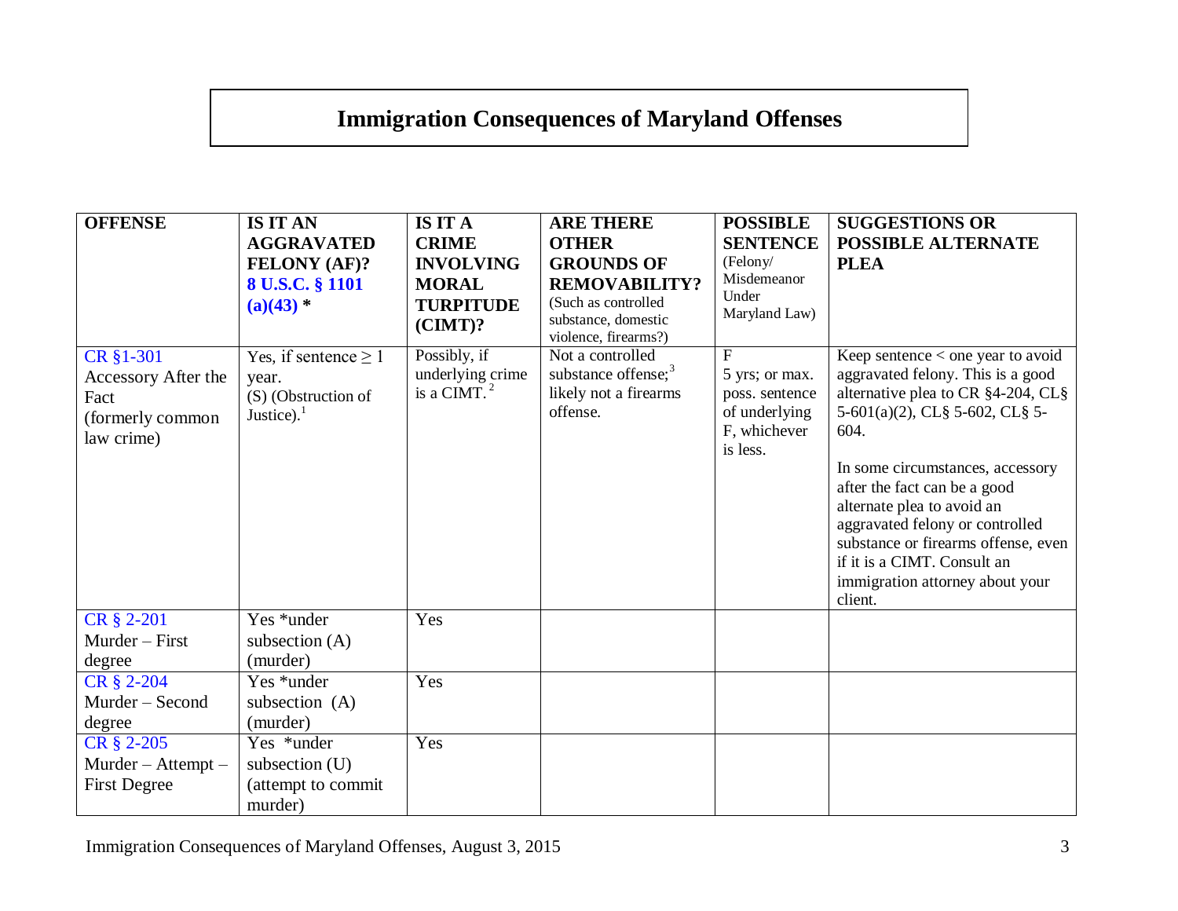# Immigration Consequences of Maryland Offenses

| OFFENSE | IS IT AN AGGRAVATED FELONY (AF)? 8 U.S.C. § 1101 (a)(43) * | IS IT A CRIME INVOLVING MORAL TURPITUDE (CIMT)? | ARE THERE OTHER GROUNDS OF REMOVABILITY? (Such as controlled substance, domestic violence, firearms?) | POSSIBLE SENTENCE (Felony/ Misdemeanor Under Maryland Law) | SUGGESTIONS OR POSSIBLE ALTERNATE PLEA |
|---|---|---|---|---|---|
| CR §1-301 Accessory After the Fact (formerly common law crime) | Yes, if sentence ≥ 1 year. (S) (Obstruction of Justice).[1] | Possibly, if underlying crime is a CIMT.[2] | Not a controlled substance offense;[3] likely not a firearms offense. | F 5 yrs; or max. poss. sentence of underlying F, whichever is less. | Keep sentence < one year to avoid aggravated felony. This is a good alternative plea to CR §4-204, CL§ 5-601(a)(2), CL§ 5-602, CL§ 5-604.<br><br>In some circumstances, accessory after the fact can be a good alternate plea to avoid an aggravated felony or controlled substance or firearms offense, even if it is a CIMT. Consult an immigration attorney about your client. |
| CR § 2-201 Murder – First degree | Yes *under subsection (A) (murder) | Yes | | | |
| CR § 2-204 Murder – Second degree | Yes *under subsection (A) (murder) | Yes | | | |
| CR § 2-205 Murder – Attempt – First Degree | Yes *under subsection (U) (attempt to commit murder) | Yes | | | |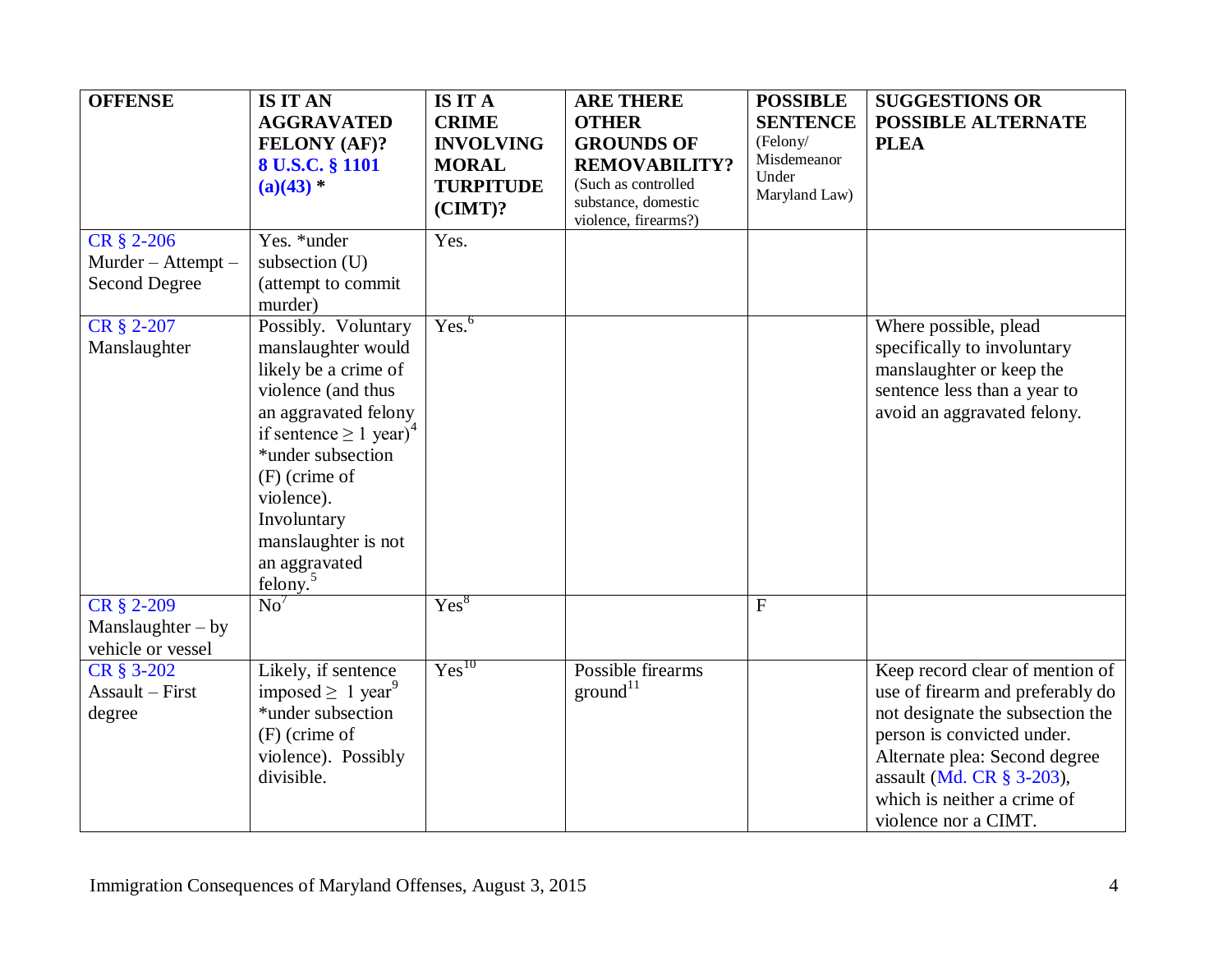| OFFENSE | IS IT AN AGGRAVATED FELONY (AF)? 8 U.S.C. § 1101 (a)(43) * | IS IT A CRIME INVOLVING MORAL TURPITUDE (CIMT)? | ARE THERE OTHER GROUNDS OF REMOVABILITY? (Such as controlled substance, domestic violence, firearms?) | POSSIBLE SENTENCE (Felony/ Misdemeanor Under Maryland Law) | SUGGESTIONS OR POSSIBLE ALTERNATE PLEA |
|---|---|---|---|---|---|
| CR § 2-206 Murder – Attempt – Second Degree | Yes. *under subsection (U) (attempt to commit murder) | Yes. | | | |
| CR § 2-207 Manslaughter | Possibly. Voluntary manslaughter would likely be a crime of violence (and thus an aggravated felony if sentence $\geq$ 1 year)[4] *under subsection (F) (crime of violence). Involuntary manslaughter is not an aggravated felony.[5] | Yes.[6] | | | Where possible, plead specifically to involuntary manslaughter or keep the sentence less than a year to avoid an aggravated felony. |
| CR § 2-209 Manslaughter – by vehicle or vessel | No[7] | Yes[8] | | F | |
| CR § 3-202 Assault – First degree | Likely, if sentence imposed $\geq$ 1 year[9] *under subsection (F) (crime of violence). Possibly divisible. | Yes[10] | Possible firearms ground[11] | | Keep record clear of mention of use of firearm and preferably do not designate the subsection the person is convicted under. Alternate plea: Second degree assault (Md. CR § 3-203), which is neither a crime of violence nor a CIMT. |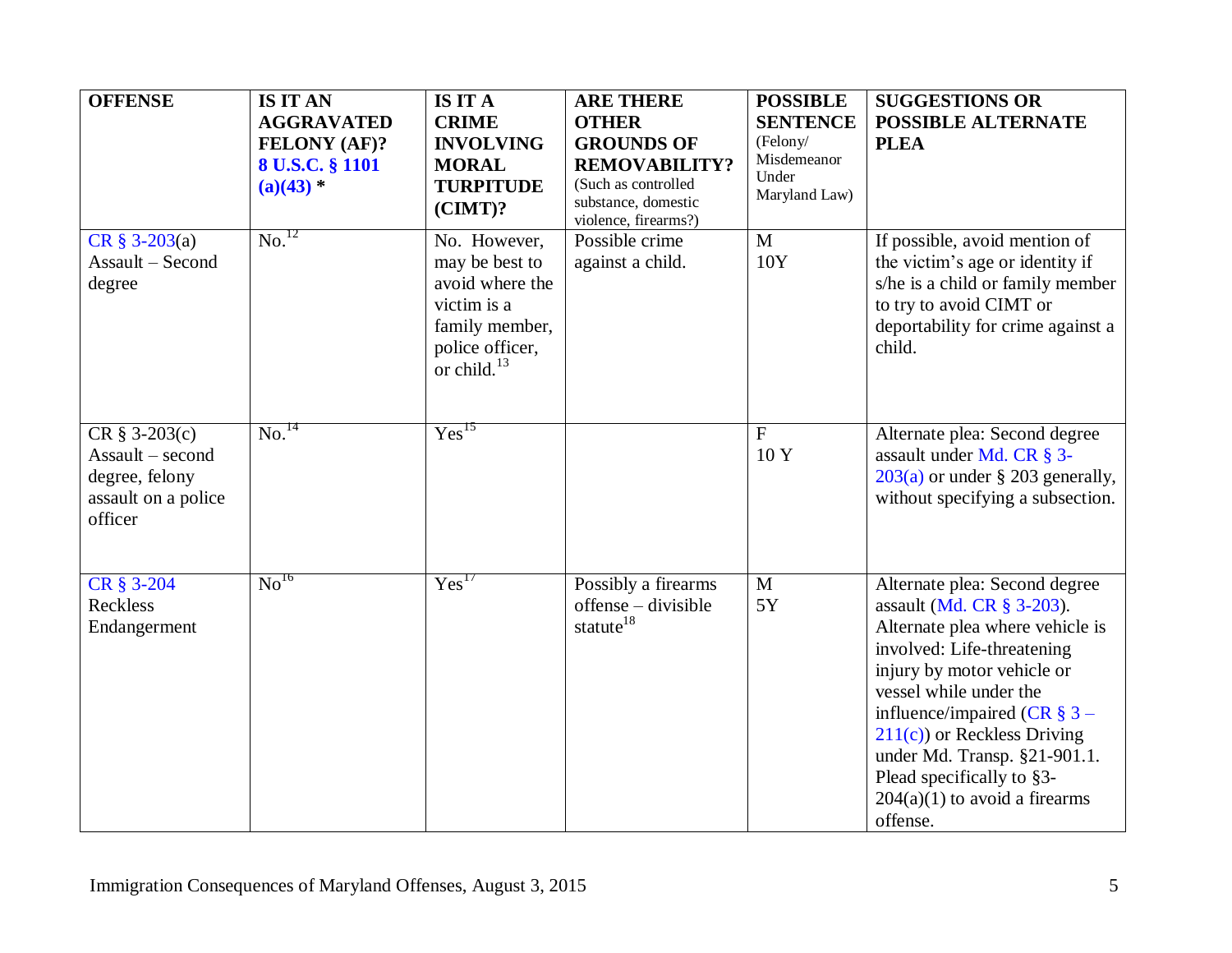| OFFENSE | IS IT AN AGGRAVATED FELONY (AF)? 8 U.S.C. § 1101 (a)(43) * | IS IT A CRIME INVOLVING MORAL TURPITUDE (CIMT)? | ARE THERE OTHER GROUNDS OF REMOVABILITY? (Such as controlled substance, domestic violence, firearms?) | POSSIBLE SENTENCE (Felony/ Misdemeanor Under Maryland Law) | SUGGESTIONS OR POSSIBLE ALTERNATE PLEA |
|---|---|---|---|---|---|
| CR § 3-203(a) Assault – Second degree | No.[12] | No. However, may be best to avoid where the victim is a family member, police officer, or child.[13] | Possible crime against a child. | M 10Y | If possible, avoid mention of the victim's age or identity if s/he is a child or family member to try to avoid CIMT or deportability for crime against a child. |
| CR § 3-203(c) Assault – second degree, felony assault on a police officer | No.[14] | Yes[15] | | F 10 Y | Alternate plea: Second degree assault under Md. CR § 3-203(a) or under § 203 generally, without specifying a subsection. |
| CR § 3-204 Reckless Endangerment | No[16] | Yes[17] | Possibly a firearms offense – divisible statute[18] | M 5Y | Alternate plea: Second degree assault (Md. CR § 3-203). Alternate plea where vehicle is involved: Life-threatening injury by motor vehicle or vessel while under the influence/impaired (CR § 3 – 211(c)) or Reckless Driving under Md. Transp. §21-901.1. Plead specifically to §3-204(a)(1) to avoid a firearms offense. |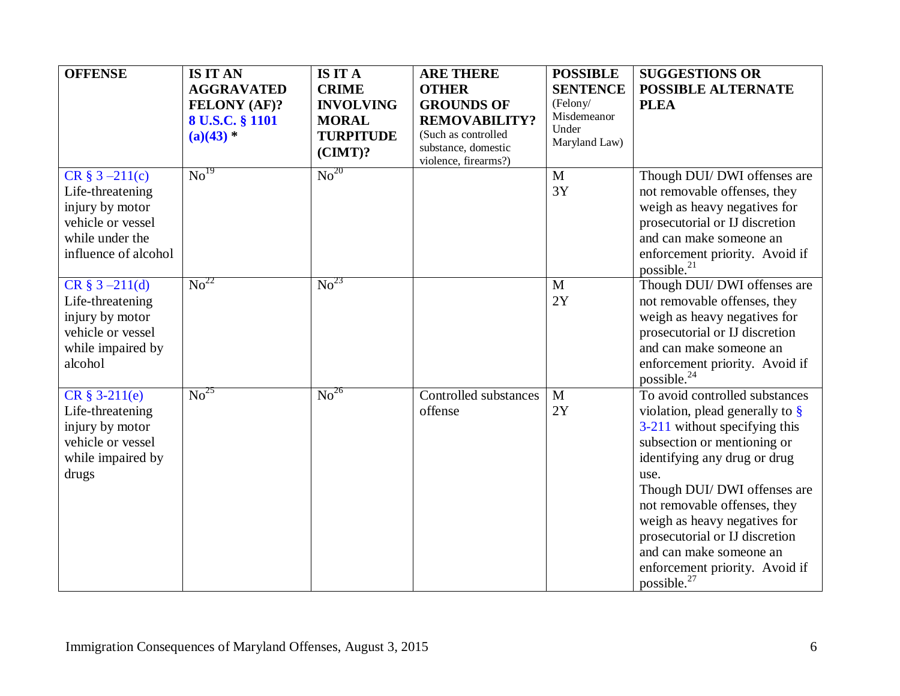| OFFENSE | IS IT AN AGGRAVATED FELONY (AF)? 8 U.S.C. § 1101 (a)(43) * | IS IT A CRIME INVOLVING MORAL TURPITUDE (CIMT)? | ARE THERE OTHER GROUNDS OF REMOVABILITY? (Such as controlled substance, domestic violence, firearms?) | POSSIBLE SENTENCE (Felony/ Misdemeanor Under Maryland Law) | SUGGESTIONS OR POSSIBLE ALTERNATE PLEA |
|---|---|---|---|---|---|
| CR § 3 –211(c) Life-threatening injury by motor vehicle or vessel while under the influence of alcohol | No[19] | No[20] | | M 3Y | Though DUI/ DWI offenses are not removable offenses, they weigh as heavy negatives for prosecutorial or IJ discretion and can make someone an enforcement priority. Avoid if possible.[21] |
| CR § 3 –211(d) Life-threatening injury by motor vehicle or vessel while impaired by alcohol | No[22] | No[23] | | M 2Y | Though DUI/ DWI offenses are not removable offenses, they weigh as heavy negatives for prosecutorial or IJ discretion and can make someone an enforcement priority. Avoid if possible.[24] |
| CR § 3-211(e) Life-threatening injury by motor vehicle or vessel while impaired by drugs | No[25] | No[26] | Controlled substances offense | M 2Y | To avoid controlled substances violation, plead generally to § 3-211 without specifying this subsection or mentioning or identifying any drug or drug use. Though DUI/ DWI offenses are not removable offenses, they weigh as heavy negatives for prosecutorial or IJ discretion and can make someone an enforcement priority. Avoid if possible.[27] |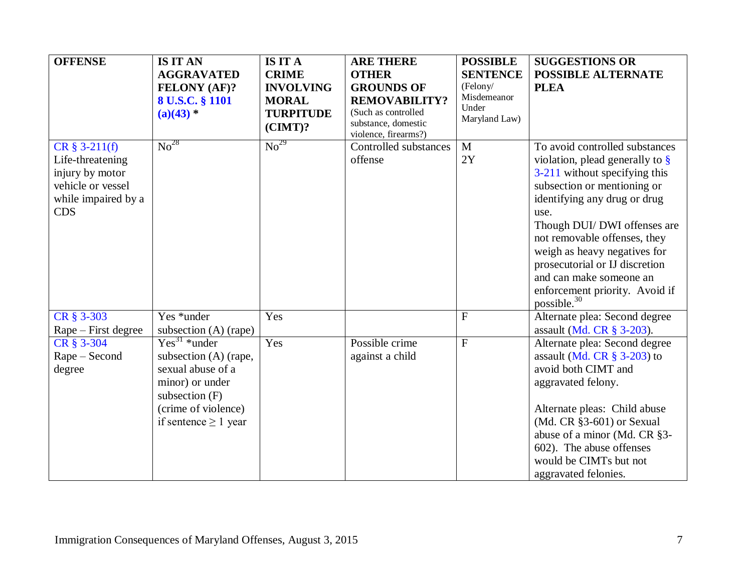| OFFENSE | IS IT AN AGGRAVATED FELONY (AF)? 8 U.S.C. § 1101 (a)(43) * | IS IT A CRIME INVOLVING MORAL TURPITUDE (CIMT)? | ARE THERE OTHER GROUNDS OF REMOVABILITY? (Such as controlled substance, domestic violence, firearms?) | POSSIBLE SENTENCE (Felony/ Misdemeanor Under Maryland Law) | SUGGESTIONS OR POSSIBLE ALTERNATE PLEA |
|---|---|---|---|---|---|
| CR § 3-211(f) Life-threatening injury by motor vehicle or vessel while impaired by a CDS | No[28] | No[29] | Controlled substances offense | M 2Y | To avoid controlled substances violation, plead generally to § 3-211 without specifying this subsection or mentioning or identifying any drug or drug use. Though DUI/ DWI offenses are not removable offenses, they weigh as heavy negatives for prosecutorial or IJ discretion and can make someone an enforcement priority. Avoid if possible.[30] |
| CR § 3-303 Rape – First degree | Yes *under subsection (A) (rape) | Yes | | F | Alternate plea: Second degree assault (Md. CR § 3-203). |
| CR § 3-304 Rape – Second degree | Yes[31] *under subsection (A) (rape, sexual abuse of a minor) or under subsection (F) (crime of violence) if sentence ≥ 1 year | Yes | Possible crime against a child | F | Alternate plea: Second degree assault (Md. CR § 3-203) to avoid both CIMT and aggravated felony. Alternate pleas: Child abuse (Md. CR §3-601) or Sexual abuse of a minor (Md. CR §3-602). The abuse offenses would be CIMTs but not aggravated felonies. |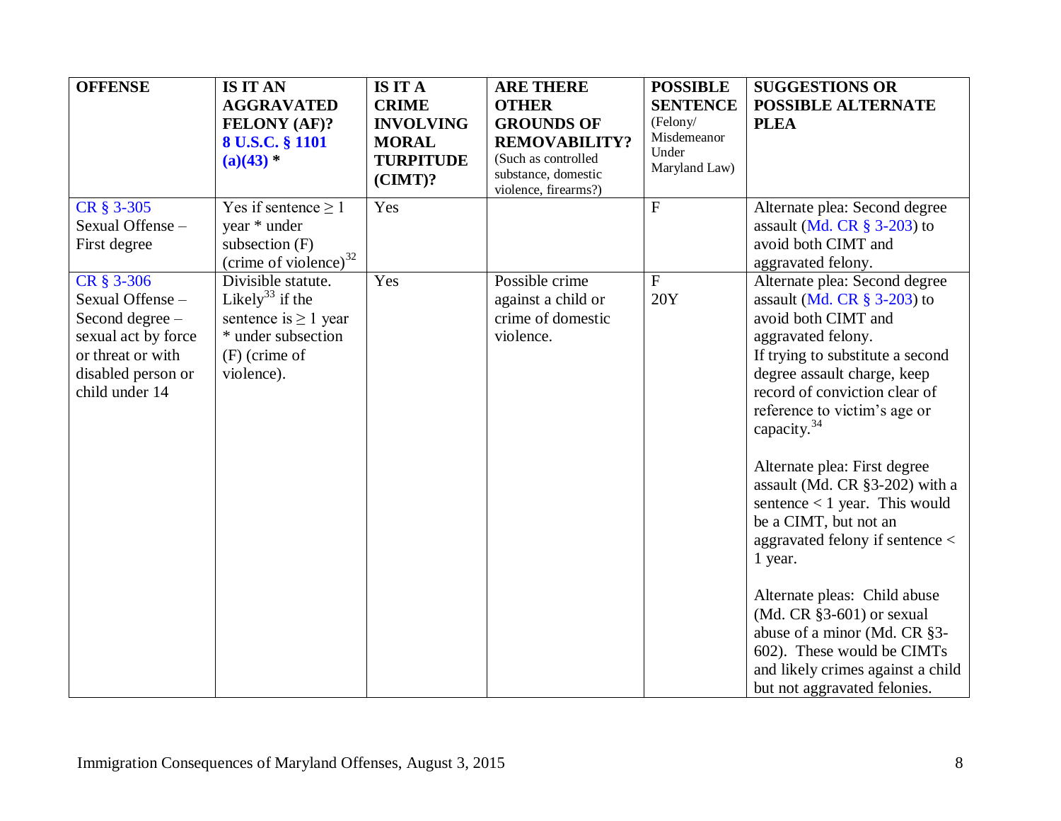| OFFENSE | IS IT AN AGGRAVATED FELONY (AF)? 8 U.S.C. § 1101 (a)(43) * | IS IT A CRIME INVOLVING MORAL TURPITUDE (CIMT)? | ARE THERE OTHER GROUNDS OF REMOVABILITY? (Such as controlled substance, domestic violence, firearms?) | POSSIBLE SENTENCE (Felony/ Misdemeanor Under Maryland Law) | SUGGESTIONS OR POSSIBLE ALTERNATE PLEA |
|---|---|---|---|---|---|
| CR § 3-305 Sexual Offense – First degree | Yes if sentence ≥ 1 year * under subsection (F) (crime of violence)[32] | Yes | | F | Alternate plea: Second degree assault (Md. CR § 3-203) to avoid both CIMT and aggravated felony. |
| CR § 3-306 Sexual Offense – Second degree – sexual act by force or threat or with disabled person or child under 14 | Divisible statute. Likely[33] if the sentence is ≥ 1 year * under subsection (F) (crime of violence). | Yes | Possible crime against a child or crime of domestic violence. | F 20Y | Alternate plea: Second degree assault (Md. CR § 3-203) to avoid both CIMT and aggravated felony. If trying to substitute a second degree assault charge, keep record of conviction clear of reference to victim's age or capacity.[34]<br><br>Alternate plea: First degree assault (Md. CR §3-202) with a sentence < 1 year. This would be a CIMT, but not an aggravated felony if sentence < 1 year.<br><br>Alternate pleas: Child abuse (Md. CR §3-601) or sexual abuse of a minor (Md. CR §3-602). These would be CIMTs and likely crimes against a child but not aggravated felonies. |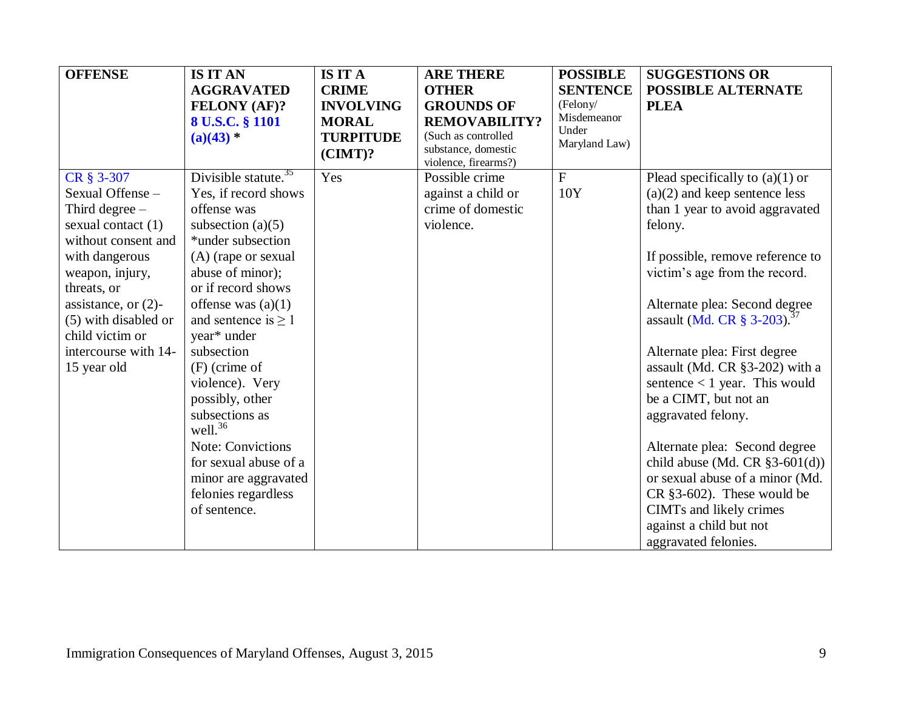| OFFENSE | IS IT AN AGGRAVATED FELONY (AF)? 8 U.S.C. § 1101 (a)(43) * | IS IT A CRIME INVOLVING MORAL TURPITUDE (CIMT)? | ARE THERE OTHER GROUNDS OF REMOVABILITY? (Such as controlled substance, domestic violence, firearms?) | POSSIBLE SENTENCE (Felony/ Misdemeanor Under Maryland Law) | SUGGESTIONS OR POSSIBLE ALTERNATE PLEA |
|---|---|---|---|---|---|
| CR § 3-307 Sexual Offense – Third degree – sexual contact (1) without consent and with dangerous weapon, injury, threats, or assistance, or (2)-(5) with disabled or child victim or intercourse with 14-15 year old | Divisible statute.[35] Yes, if record shows offense was subsection (a)(5) *under subsection (A) (rape or sexual abuse of minor); or if record shows offense was (a)(1) and sentence is ≥ 1 year* under subsection (F) (crime of violence). Very possibly, other subsections as well.[36] Note: Convictions for sexual abuse of a minor are aggravated felonies regardless of sentence. | Yes | Possible crime against a child or crime of domestic violence. | F 10Y | Plead specifically to (a)(1) or (a)(2) and keep sentence less than 1 year to avoid aggravated felony.<br><br>If possible, remove reference to victim's age from the record.<br><br>Alternate plea: Second degree assault (Md. CR § 3-203).[37]<br><br>Alternate plea: First degree assault (Md. CR §3-202) with a sentence < 1 year. This would be a CIMT, but not an aggravated felony.<br><br>Alternate plea: Second degree child abuse (Md. CR §3-601(d)) or sexual abuse of a minor (Md. CR §3-602). These would be CIMTs and likely crimes against a child but not aggravated felonies. |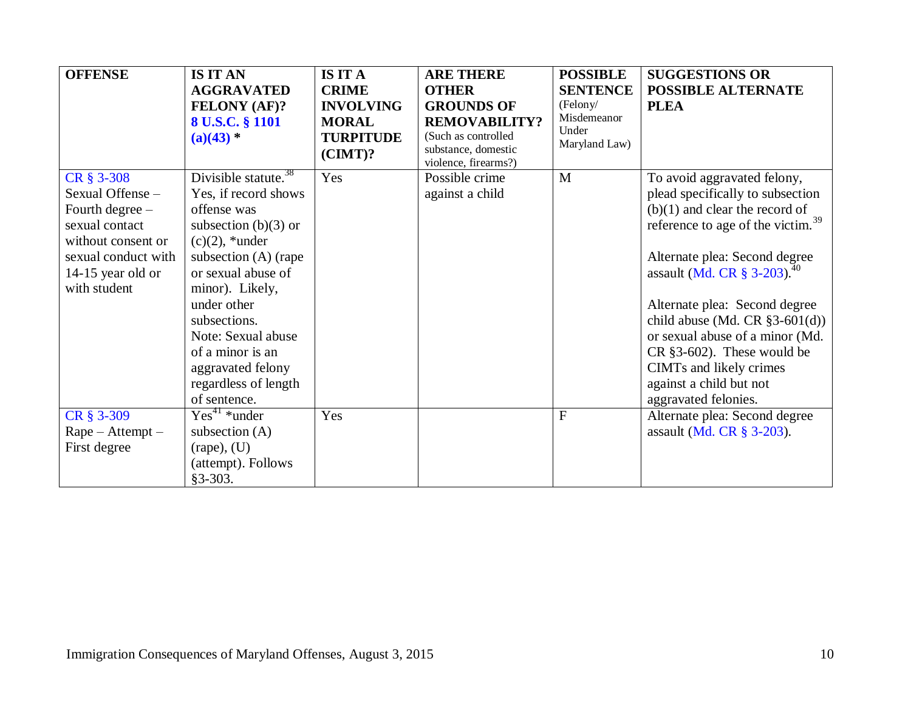| OFFENSE | IS IT AN AGGRAVATED FELONY (AF)? 8 U.S.C. § 1101 (a)(43) * | IS IT A CRIME INVOLVING MORAL TURPITUDE (CIMT)? | ARE THERE OTHER GROUNDS OF REMOVABILITY? (Such as controlled substance, domestic violence, firearms?) | POSSIBLE SENTENCE (Felony/ Misdemeanor Under Maryland Law) | SUGGESTIONS OR POSSIBLE ALTERNATE PLEA |
|---|---|---|---|---|---|
| CR § 3-308 Sexual Offense – Fourth degree – sexual contact without consent or sexual conduct with 14-15 year old or with student | Divisible statute.[38] Yes, if record shows offense was subsection (b)(3) or (c)(2), *under subsection (A) (rape or sexual abuse of minor). Likely, under other subsections. Note: Sexual abuse of a minor is an aggravated felony regardless of length of sentence. | Yes | Possible crime against a child | M | To avoid aggravated felony, plead specifically to subsection (b)(1) and clear the record of reference to age of the victim.[39] <br><br> Alternate plea: Second degree assault (Md. CR § 3-203).[40] <br><br> Alternate plea: Second degree child abuse (Md. CR §3-601(d)) or sexual abuse of a minor (Md. CR §3-602). These would be CIMTs and likely crimes against a child but not aggravated felonies. |
| CR § 3-309 Rape – Attempt – First degree | Yes[41] *under subsection (A) (rape), (U) (attempt). Follows §3-303. | Yes | | F | Alternate plea: Second degree assault (Md. CR § 3-203). |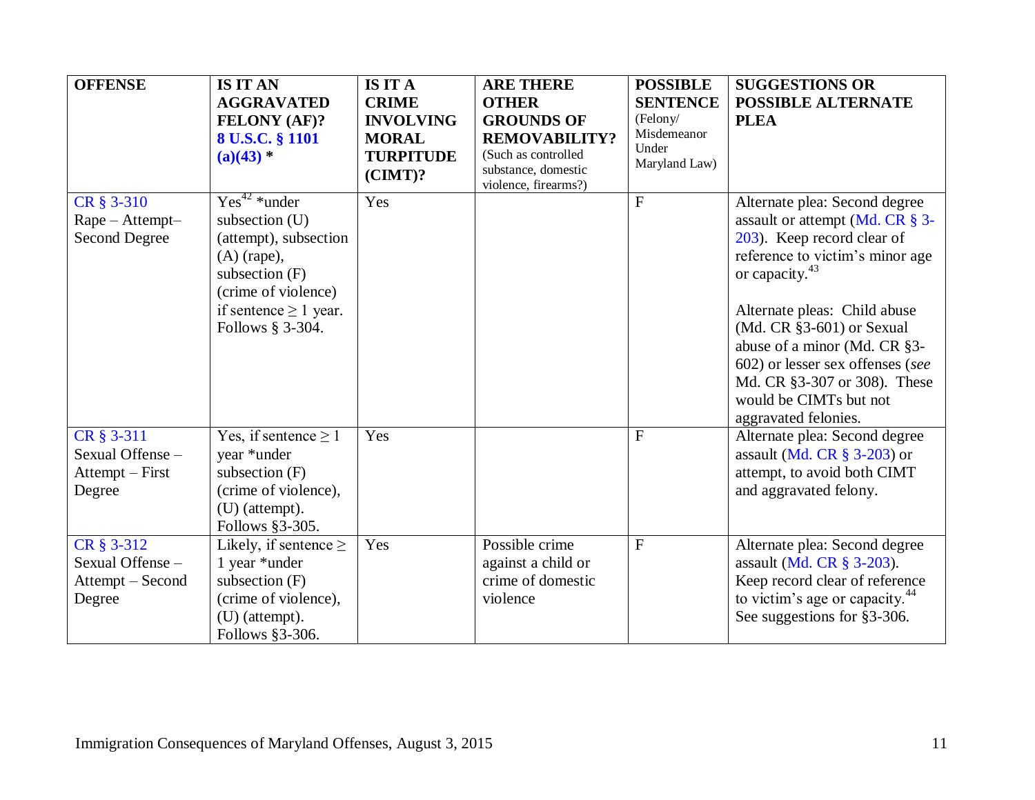| OFFENSE | IS IT AN AGGRAVATED FELONY (AF)? 8 U.S.C. § 1101 (a)(43) * | IS IT A CRIME INVOLVING MORAL TURPITUDE (CIMT)? | ARE THERE OTHER GROUNDS OF REMOVABILITY? (Such as controlled substance, domestic violence, firearms?) | POSSIBLE SENTENCE (Felony/ Misdemeanor Under Maryland Law) | SUGGESTIONS OR POSSIBLE ALTERNATE PLEA |
|---|---|---|---|---|---|
| CR § 3-310 Rape – Attempt– Second Degree | Yes[42] *under subsection (U) (attempt), subsection (A) (rape), subsection (F) (crime of violence) if sentence ≥ 1 year. Follows § 3-304. | Yes | | F | Alternate plea: Second degree assault or attempt (Md. CR § 3-203). Keep record clear of reference to victim's minor age or capacity.[43]<br><br>Alternate pleas: Child abuse (Md. CR §3-601) or Sexual abuse of a minor (Md. CR §3-602) or lesser sex offenses (*see* Md. CR §3-307 or 308). These would be CIMTs but not aggravated felonies. |
| CR § 3-311 Sexual Offense – Attempt – First Degree | Yes, if sentence ≥ 1 year *under subsection (F) (crime of violence), (U) (attempt). Follows §3-305. | Yes | | F | Alternate plea: Second degree assault (Md. CR § 3-203) or attempt, to avoid both CIMT and aggravated felony. |
| CR § 3-312 Sexual Offense – Attempt – Second Degree | Likely, if sentence ≥ 1 year *under subsection (F) (crime of violence), (U) (attempt). Follows §3-306. | Yes | Possible crime against a child or crime of domestic violence | F | Alternate plea: Second degree assault (Md. CR § 3-203). Keep record clear of reference to victim's age or capacity.[44] See suggestions for §3-306. |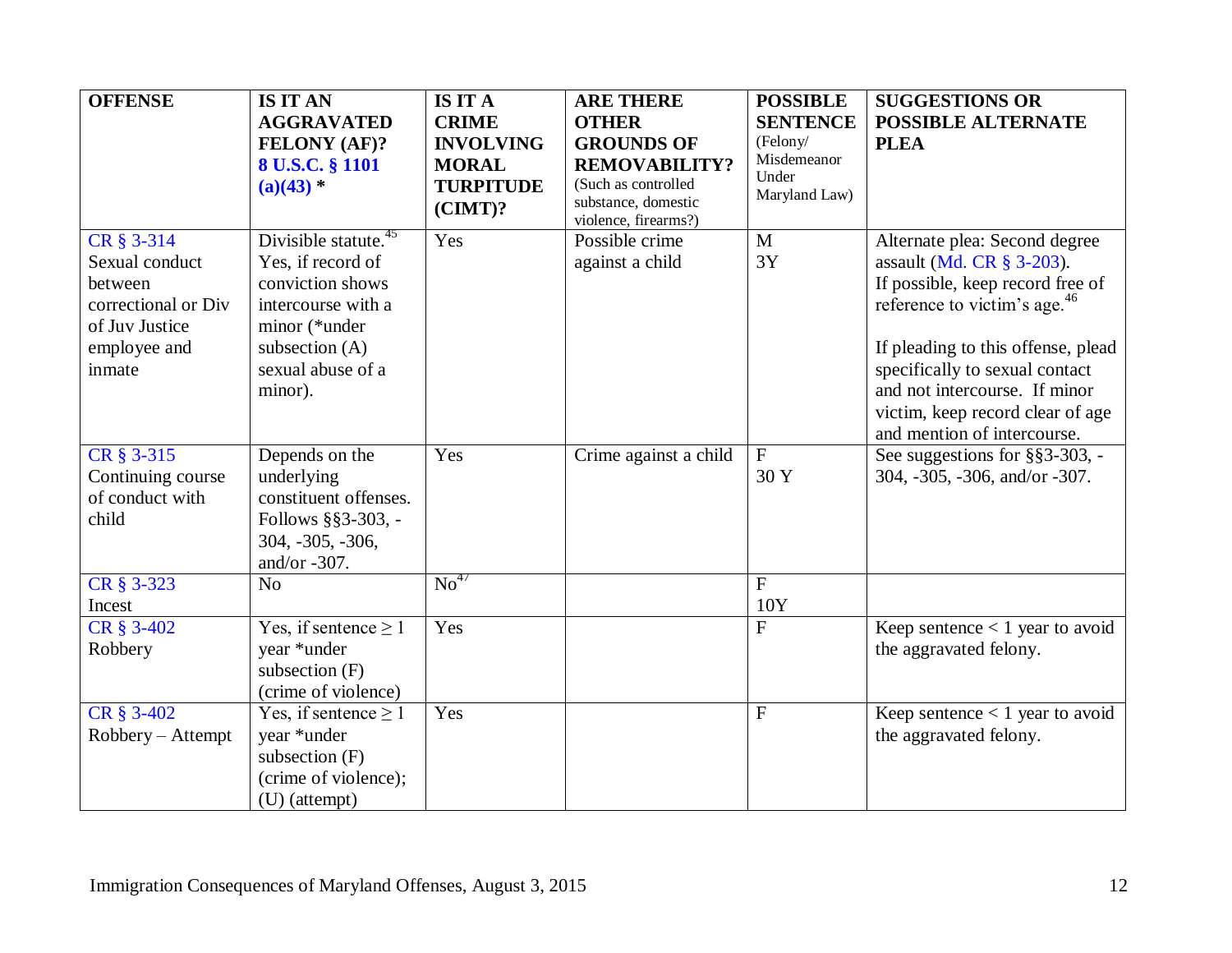| OFFENSE | IS IT AN AGGRAVATED FELONY (AF)? 8 U.S.C. § 1101 (a)(43) * | IS IT A CRIME INVOLVING MORAL TURPITUDE (CIMT)? | ARE THERE OTHER GROUNDS OF REMOVABILITY? (Such as controlled substance, domestic violence, firearms?) | POSSIBLE SENTENCE (Felony/ Misdemeanor Under Maryland Law) | SUGGESTIONS OR POSSIBLE ALTERNATE PLEA |
|---|---|---|---|---|---|
| CR § 3-314 Sexual conduct between correctional or Div of Juv Justice employee and inmate | Divisible statute.[45] Yes, if record of conviction shows intercourse with a minor (*under subsection (A) sexual abuse of a minor). | Yes | Possible crime against a child | M 3Y | Alternate plea: Second degree assault (Md. CR § 3-203). If possible, keep record free of reference to victim's age.[46] If pleading to this offense, plead specifically to sexual contact and not intercourse. If minor victim, keep record clear of age and mention of intercourse. |
| CR § 3-315 Continuing course of conduct with child | Depends on the underlying constituent offenses. Follows §§3-303, -304, -305, -306, and/or -307. | Yes | Crime against a child | F 30 Y | See suggestions for §§3-303, -304, -305, -306, and/or -307. |
| CR § 3-323 Incest | No | No[47] | | F 10Y | |
| CR § 3-402 Robbery | Yes, if sentence ≥ 1 year *under subsection (F) (crime of violence) | Yes | | F | Keep sentence < 1 year to avoid the aggravated felony. |
| CR § 3-402 Robbery – Attempt | Yes, if sentence ≥ 1 year *under subsection (F) (crime of violence); (U) (attempt) | Yes | | F | Keep sentence < 1 year to avoid the aggravated felony. |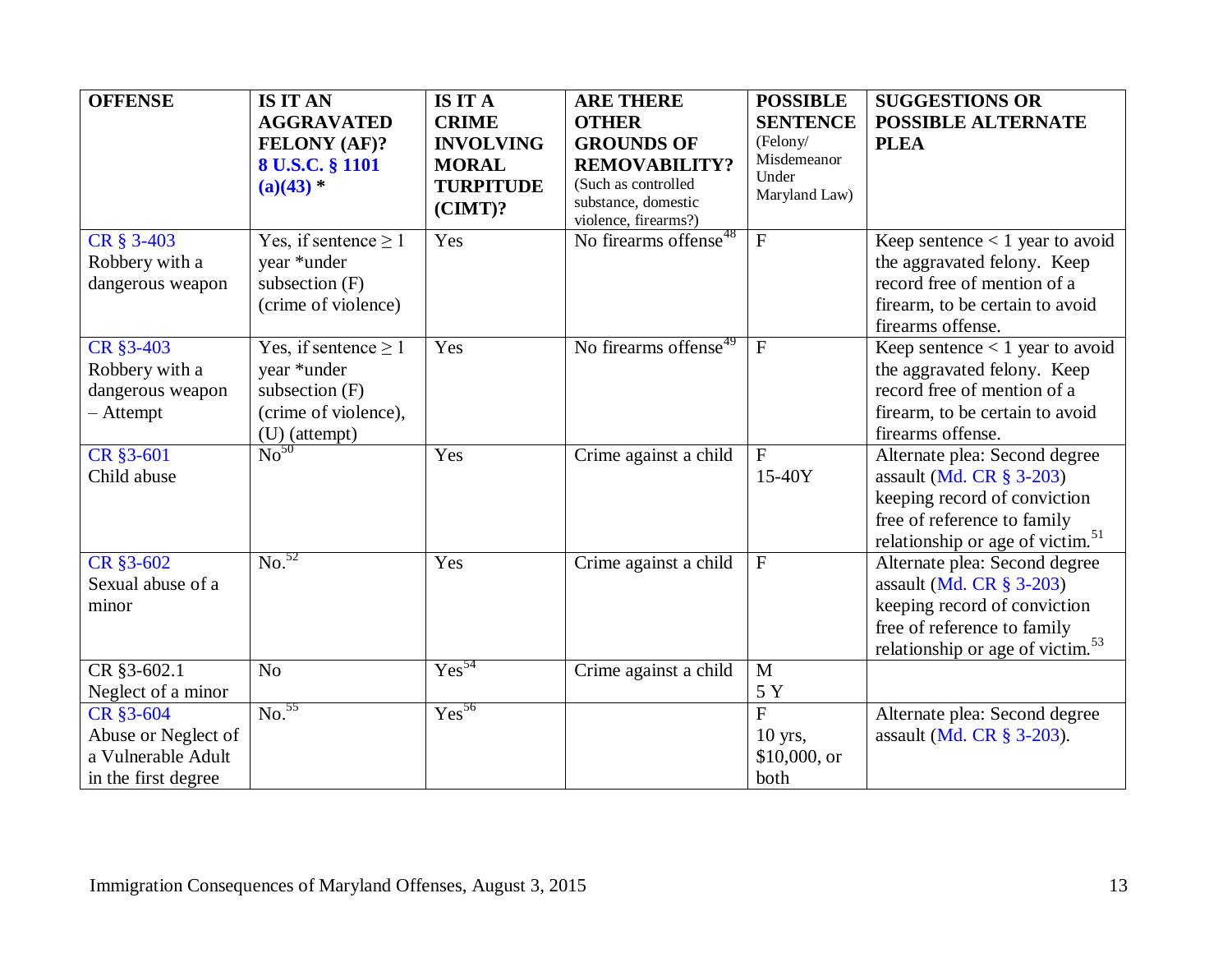| OFFENSE | IS IT AN AGGRAVATED FELONY (AF)? 8 U.S.C. § 1101 (a)(43) * | IS IT A CRIME INVOLVING MORAL TURPITUDE (CIMT)? | ARE THERE OTHER GROUNDS OF REMOVABILITY? (Such as controlled substance, domestic violence, firearms?) | POSSIBLE SENTENCE (Felony/ Misdemeanor Under Maryland Law) | SUGGESTIONS OR POSSIBLE ALTERNATE PLEA |
|---|---|---|---|---|---|
| CR § 3-403 Robbery with a dangerous weapon | Yes, if sentence ≥ 1 year *under subsection (F) (crime of violence) | Yes | No firearms offense[48] | F | Keep sentence < 1 year to avoid the aggravated felony. Keep record free of mention of a firearm, to be certain to avoid firearms offense. |
| CR §3-403 Robbery with a dangerous weapon – Attempt | Yes, if sentence ≥ 1 year *under subsection (F) (crime of violence), (U) (attempt) | Yes | No firearms offense[49] | F | Keep sentence < 1 year to avoid the aggravated felony. Keep record free of mention of a firearm, to be certain to avoid firearms offense. |
| CR §3-601 Child abuse | No[50] | Yes | Crime against a child | F 15-40Y | Alternate plea: Second degree assault (Md. CR § 3-203) keeping record of conviction free of reference to family relationship or age of victim.[51] |
| CR §3-602 Sexual abuse of a minor | No.[52] | Yes | Crime against a child | F | Alternate plea: Second degree assault (Md. CR § 3-203) keeping record of conviction free of reference to family relationship or age of victim.[53] |
| CR §3-602.1 Neglect of a minor | No | Yes[54] | Crime against a child | M 5 Y | |
| CR §3-604 Abuse or Neglect of a Vulnerable Adult in the first degree | No.[55] | Yes[56] | | F 10 yrs, $10,000, or both | Alternate plea: Second degree assault (Md. CR § 3-203). |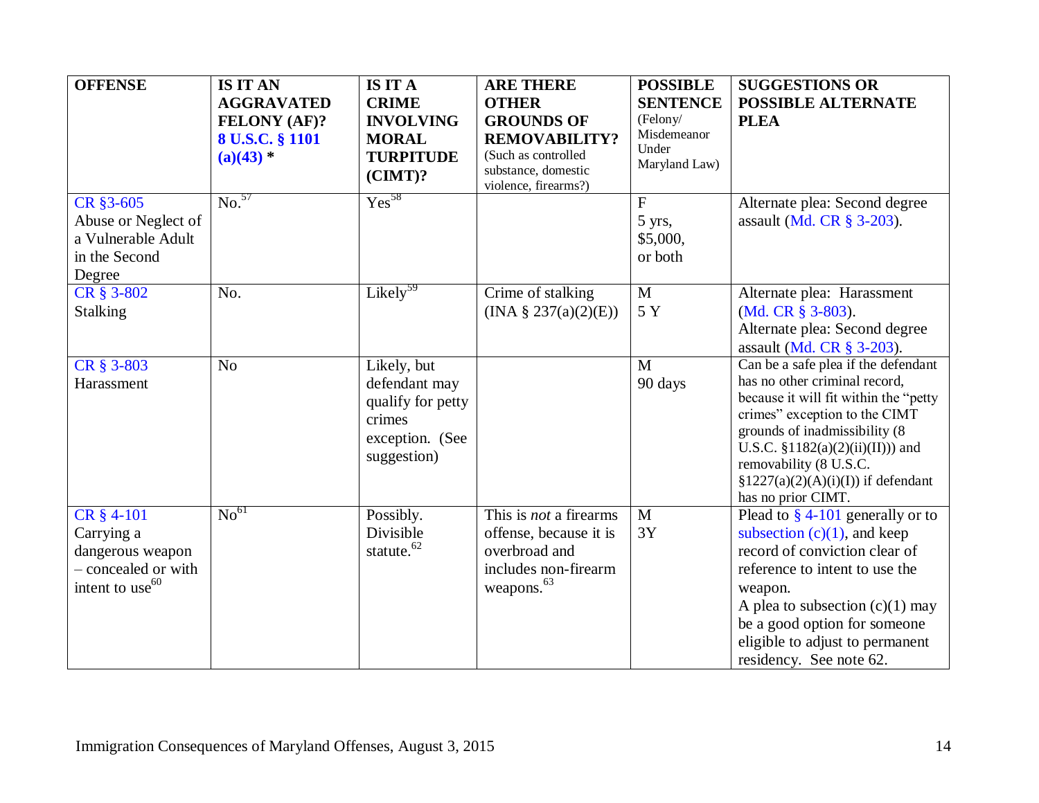| OFFENSE | IS IT AN AGGRAVATED FELONY (AF)? 8 U.S.C. § 1101 (a)(43) * | IS IT A CRIME INVOLVING MORAL TURPITUDE (CIMT)? | ARE THERE OTHER GROUNDS OF REMOVABILITY? (Such as controlled substance, domestic violence, firearms?) | POSSIBLE SENTENCE (Felony/ Misdemeanor Under Maryland Law) | SUGGESTIONS OR POSSIBLE ALTERNATE PLEA |
|---|---|---|---|---|---|
| CR §3-605 Abuse or Neglect of a Vulnerable Adult in the Second Degree | No.[57] | Yes[58] | | F 5 yrs, $5,000, or both | Alternate plea: Second degree assault (Md. CR § 3-203). |
| CR § 3-802 Stalking | No. | Likely[59] | Crime of stalking (INA § 237(a)(2)(E)) | M 5 Y | Alternate plea: Harassment (Md. CR § 3-803). Alternate plea: Second degree assault (Md. CR § 3-203). |
| CR § 3-803 Harassment | No | Likely, but defendant may qualify for petty crimes exception. (See suggestion) | | M 90 days | Can be a safe plea if the defendant has no other criminal record, because it will fit within the "petty crimes" exception to the CIMT grounds of inadmissibility (8 U.S.C. §1182(a)(2)(ii)(II))) and removability (8 U.S.C. §1227(a)(2)(A)(i)(I)) if defendant has no prior CIMT. |
| CR § 4-101 Carrying a dangerous weapon – concealed or with intent to use[60] | No[61] | Possibly. Divisible statute.[62] | This is *not* a firearms offense, because it is overbroad and includes non-firearm weapons.[63] | M 3Y | Plead to § 4-101 generally or to subsection (c)(1), and keep record of conviction clear of reference to intent to use the weapon. A plea to subsection (c)(1) may be a good option for someone eligible to adjust to permanent residency. See note 62. |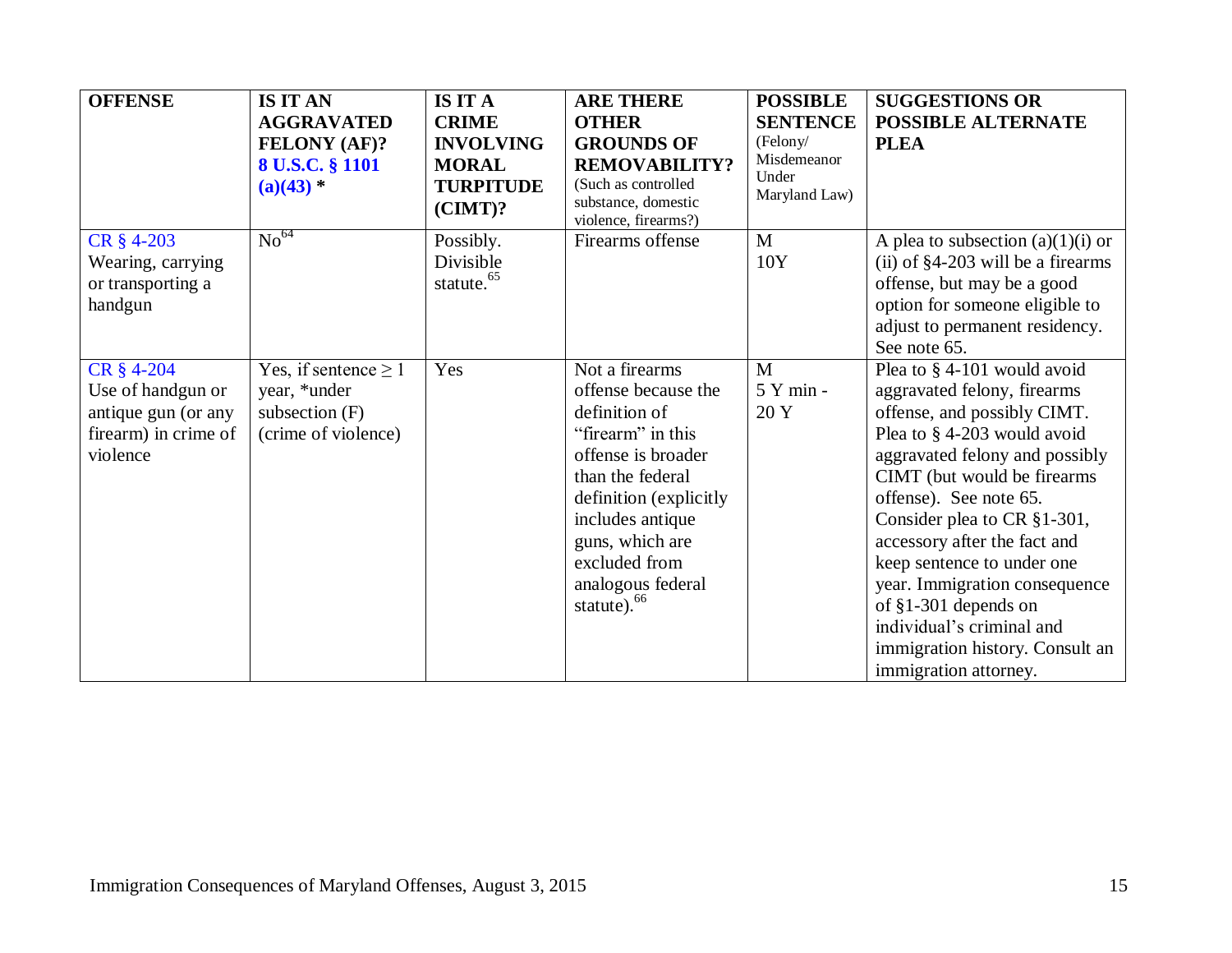| OFFENSE | IS IT AN AGGRAVATED FELONY (AF)? 8 U.S.C. § 1101 (a)(43) * | IS IT A CRIME INVOLVING MORAL TURPITUDE (CIMT)? | ARE THERE OTHER GROUNDS OF REMOVABILITY? (Such as controlled substance, domestic violence, firearms?) | POSSIBLE SENTENCE (Felony/ Misdemeanor Under Maryland Law) | SUGGESTIONS OR POSSIBLE ALTERNATE PLEA |
|---|---|---|---|---|---|
| CR § 4-203 Wearing, carrying or transporting a handgun | No[64] | Possibly. Divisible statute.[65] | Firearms offense | M 10Y | A plea to subsection (a)(1)(i) or (ii) of §4-203 will be a firearms offense, but may be a good option for someone eligible to adjust to permanent residency. See note 65. |
| CR § 4-204 Use of handgun or antique gun (or any firearm) in crime of violence | Yes, if sentence ≥ 1 year, *under subsection (F) (crime of violence) | Yes | Not a firearms offense because the definition of "firearm" in this offense is broader than the federal definition (explicitly includes antique guns, which are excluded from analogous federal statute).[66] | M 5 Y min - 20 Y | Plea to § 4-101 would avoid aggravated felony, firearms offense, and possibly CIMT. Plea to § 4-203 would avoid aggravated felony and possibly CIMT (but would be firearms offense). See note 65. Consider plea to CR §1-301, accessory after the fact and keep sentence to under one year. Immigration consequence of §1-301 depends on individual's criminal and immigration history. Consult an immigration attorney. |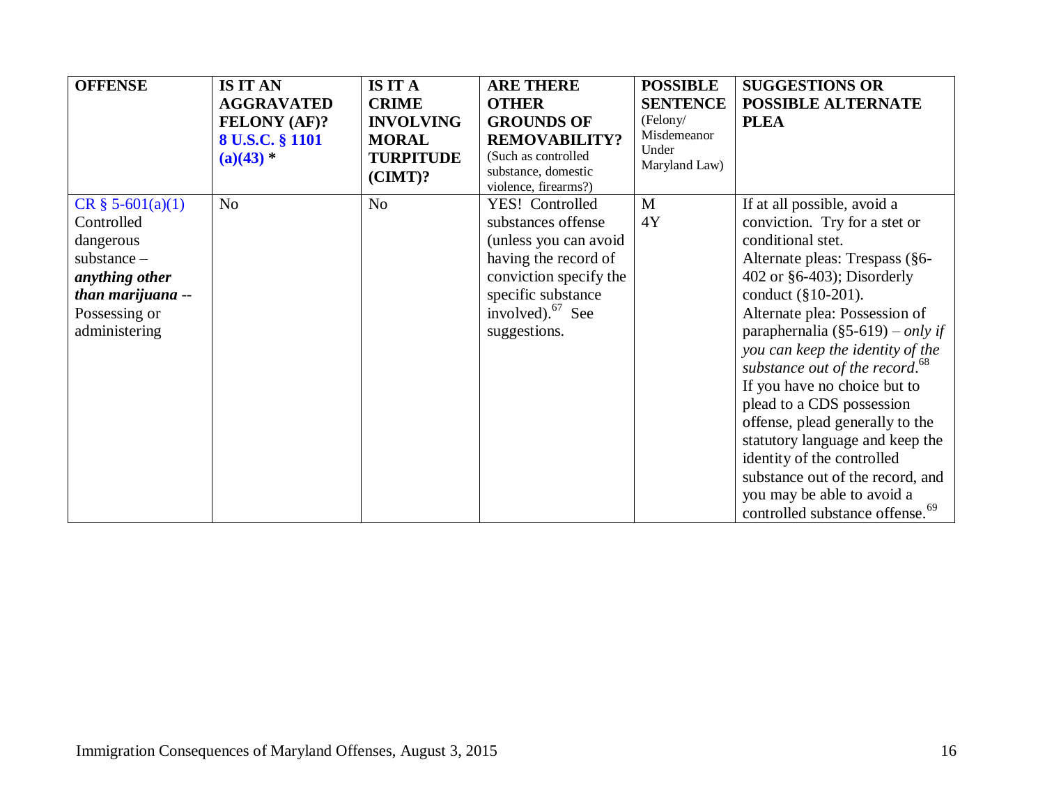| OFFENSE | IS IT AN AGGRAVATED FELONY (AF)? 8 U.S.C. § 1101 (a)(43) * | IS IT A CRIME INVOLVING MORAL TURPITUDE (CIMT)? | ARE THERE OTHER GROUNDS OF REMOVABILITY? (Such as controlled substance, domestic violence, firearms?) | POSSIBLE SENTENCE (Felony/ Misdemeanor Under Maryland Law) | SUGGESTIONS OR POSSIBLE ALTERNATE PLEA |
|---|---|---|---|---|---|
| CR § 5-601(a)(1) Controlled dangerous substance – ***anything other than marijuana*** -- Possessing or administering | No | No | YES! Controlled substances offense (unless you can avoid having the record of conviction specify the specific substance involved).[67] See suggestions. | M 4Y | If at all possible, avoid a conviction. Try for a stet or conditional stet. Alternate pleas: Trespass (§6-402 or §6-403); Disorderly conduct (§10-201). Alternate plea: Possession of paraphernalia (§5-619) – *only if you can keep the identity of the substance out of the record*.[68] If you have no choice but to plead to a CDS possession offense, plead generally to the statutory language and keep the identity of the controlled substance out of the record, and you may be able to avoid a controlled substance offense.[69] |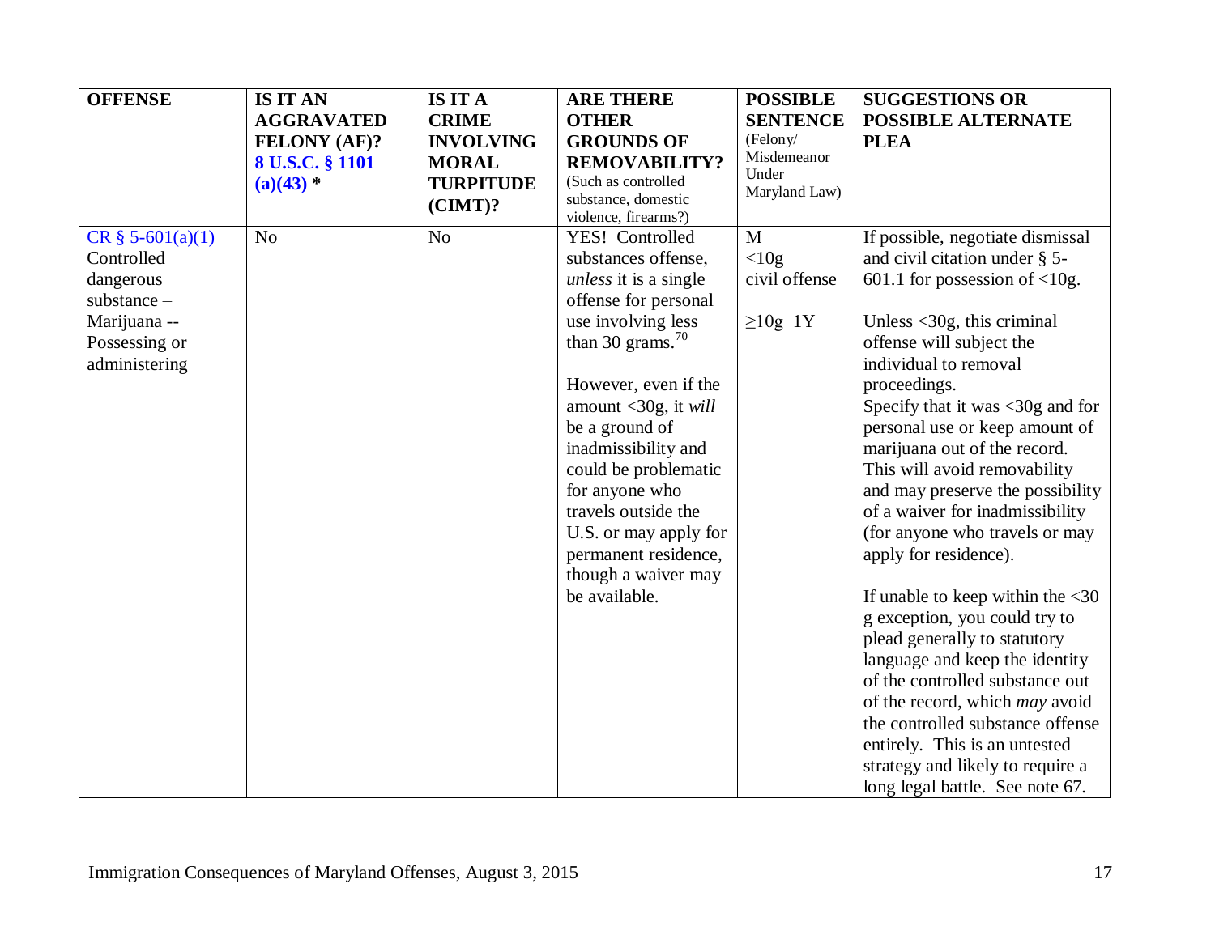| **OFFENSE** | **IS IT AN AGGRAVATED FELONY (AF)? 8 U.S.C. § 1101 (a)(43) *** | **IS IT A CRIME INVOLVING MORAL TURPITUDE (CIMT)?** | **ARE THERE OTHER GROUNDS OF REMOVABILITY?** (Such as controlled substance, domestic violence, firearms?) | **POSSIBLE SENTENCE** (Felony/ Misdemeanor Under Maryland Law) | **SUGGESTIONS OR POSSIBLE ALTERNATE PLEA** |
|---|---|---|---|---|---|
| CR § 5-601(a)(1) Controlled dangerous substance – Marijuana -- Possessing or administering | No | No | YES! Controlled substances offense, *unless* it is a single offense for personal use involving less than 30 grams.[70]<br><br>However, even if the amount <30g, it *will* be a ground of inadmissibility and could be problematic for anyone who travels outside the U.S. or may apply for permanent residence, though a waiver may be available. | M<br><10g civil offense<br><br>≥10g 1Y | If possible, negotiate dismissal and civil citation under § 5-601.1 for possession of <10g.<br><br>Unless <30g, this criminal offense will subject the individual to removal proceedings.<br>Specify that it was <30g and for personal use or keep amount of marijuana out of the record. This will avoid removability and may preserve the possibility of a waiver for inadmissibility (for anyone who travels or may apply for residence).<br><br>If unable to keep within the <30 g exception, you could try to plead generally to statutory language and keep the identity of the controlled substance out of the record, which *may* avoid the controlled substance offense entirely. This is an untested strategy and likely to require a long legal battle. See note 67. |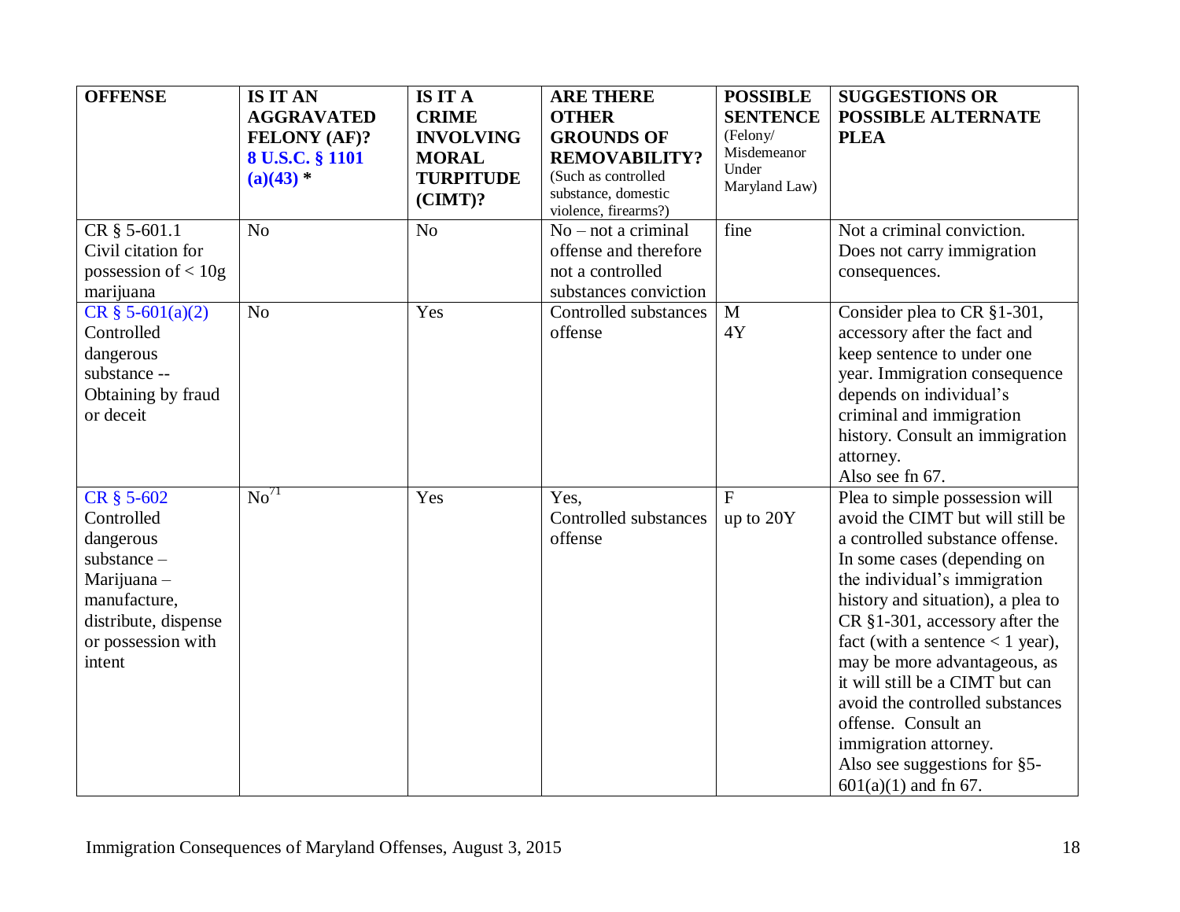| **OFFENSE** | **IS IT AN AGGRAVATED FELONY (AF)? 8 U.S.C. § 1101 (a)(43) *** | **IS IT A CRIME INVOLVING MORAL TURPITUDE (CIMT)?** | **ARE THERE OTHER GROUNDS OF REMOVABILITY?** (Such as controlled substance, domestic violence, firearms?) | **POSSIBLE SENTENCE** (Felony/ Misdemeanor Under Maryland Law) | **SUGGESTIONS OR POSSIBLE ALTERNATE PLEA** |
|---|---|---|---|---|---|
| CR § 5-601.1 Civil citation for possession of < 10g marijuana | No | No | No – not a criminal offense and therefore not a controlled substances conviction | fine | Not a criminal conviction. Does not carry immigration consequences. |
| CR § 5-601(a)(2) Controlled dangerous substance -- Obtaining by fraud or deceit | No | Yes | Controlled substances offense | M 4Y | Consider plea to CR §1-301, accessory after the fact and keep sentence to under one year. Immigration consequence depends on individual's criminal and immigration history. Consult an immigration attorney. Also see fn 67. |
| CR § 5-602 Controlled dangerous substance – Marijuana – manufacture, distribute, dispense or possession with intent | No[71] | Yes | Yes, Controlled substances offense | F up to 20Y | Plea to simple possession will avoid the CIMT but will still be a controlled substance offense. In some cases (depending on the individual's immigration history and situation), a plea to CR §1-301, accessory after the fact (with a sentence < 1 year), may be more advantageous, as it will still be a CIMT but can avoid the controlled substances offense. Consult an immigration attorney. Also see suggestions for §5-601(a)(1) and fn 67. |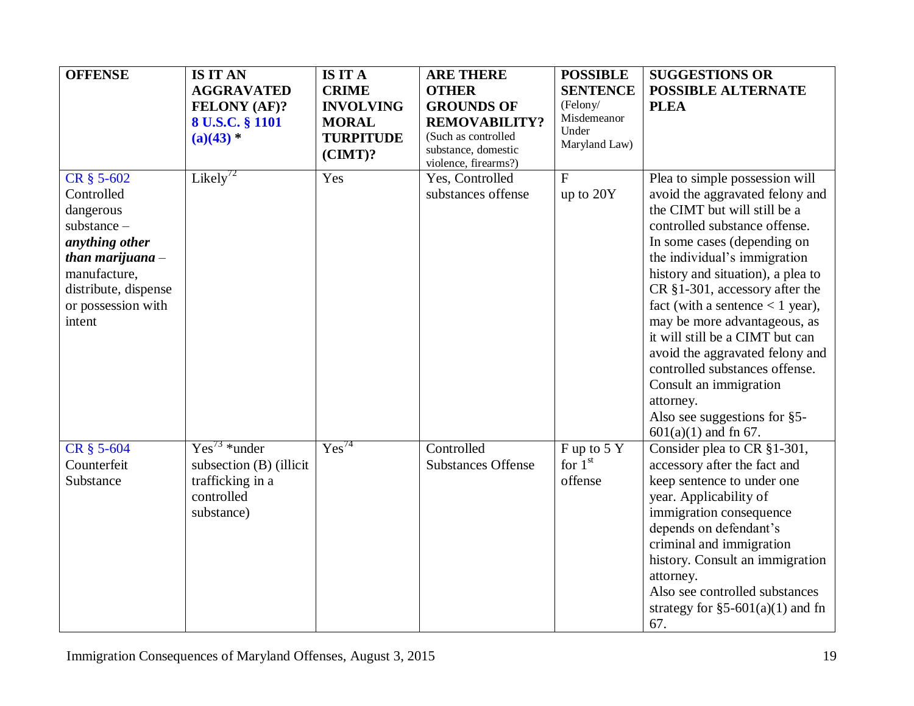| OFFENSE | IS IT AN AGGRAVATED FELONY (AF)? 8 U.S.C. § 1101 (a)(43) * | IS IT A CRIME INVOLVING MORAL TURPITUDE (CIMT)? | ARE THERE OTHER GROUNDS OF REMOVABILITY? (Such as controlled substance, domestic violence, firearms?) | POSSIBLE SENTENCE (Felony/ Misdemeanor Under Maryland Law) | SUGGESTIONS OR POSSIBLE ALTERNATE PLEA |
|---|---|---|---|---|---|
| CR § 5-602 Controlled dangerous substance – ***anything other than marijuana*** – manufacture, distribute, dispense or possession with intent | Likely[72] | Yes | Yes, Controlled substances offense | F up to 20Y | Plea to simple possession will avoid the aggravated felony and the CIMT but will still be a controlled substance offense. In some cases (depending on the individual's immigration history and situation), a plea to CR §1-301, accessory after the fact (with a sentence < 1 year), may be more advantageous, as it will still be a CIMT but can avoid the aggravated felony and controlled substances offense. Consult an immigration attorney. Also see suggestions for §5-601(a)(1) and fn 67. |
| CR § 5-604 Counterfeit Substance | Yes[73] *under subsection (B) (illicit trafficking in a controlled substance) | Yes[74] | Controlled Substances Offense | F up to 5 Y for 1st offense | Consider plea to CR §1-301, accessory after the fact and keep sentence to under one year. Applicability of immigration consequence depends on defendant's criminal and immigration history. Consult an immigration attorney. Also see controlled substances strategy for §5-601(a)(1) and fn 67. |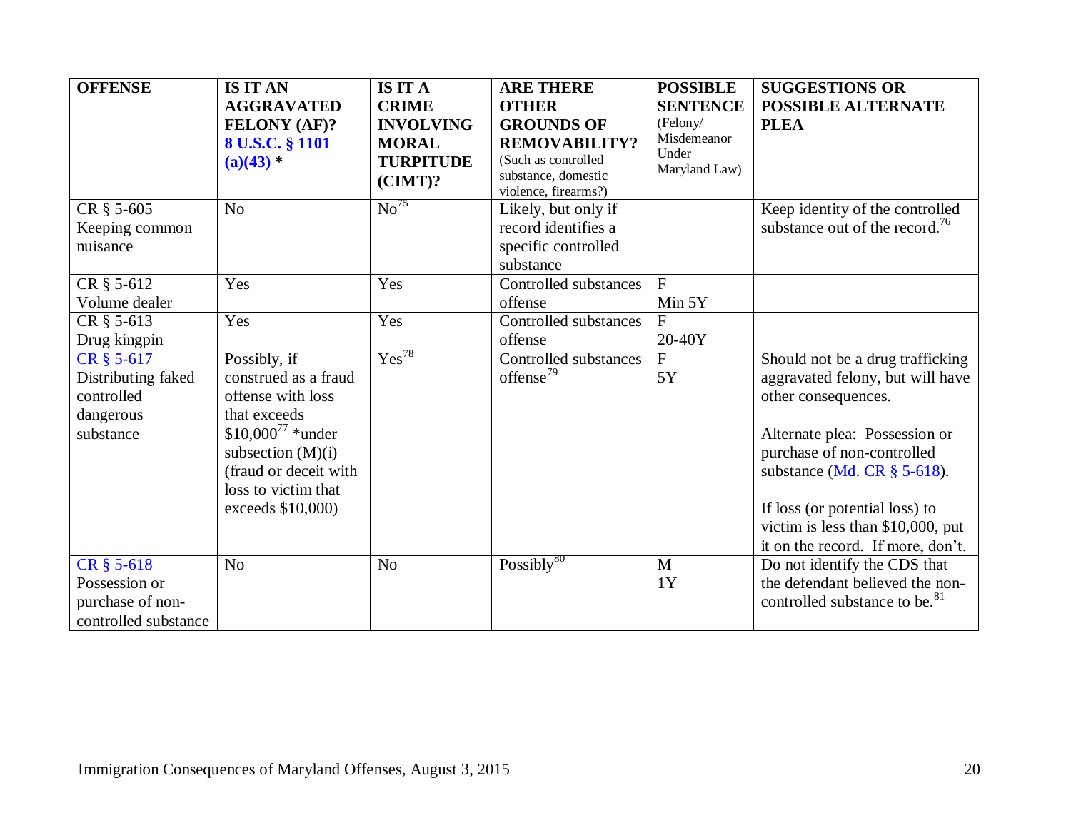| OFFENSE | IS IT AN AGGRAVATED FELONY (AF)? 8 U.S.C. § 1101 (a)(43) * | IS IT A CRIME INVOLVING MORAL TURPITUDE (CIMT)? | ARE THERE OTHER GROUNDS OF REMOVABILITY? (Such as controlled substance, domestic violence, firearms?) | POSSIBLE SENTENCE (Felony/ Misdemeanor Under Maryland Law) | SUGGESTIONS OR POSSIBLE ALTERNATE PLEA |
|---|---|---|---|---|---|
| CR § 5-605 Keeping common nuisance | No | No[75] | Likely, but only if record identifies a specific controlled substance | | Keep identity of the controlled substance out of the record.[76] |
| CR § 5-612 Volume dealer | Yes | Yes | Controlled substances offense | F Min 5Y | |
| CR § 5-613 Drug kingpin | Yes | Yes | Controlled substances offense | F 20-40Y | |
| CR § 5-617 Distributing faked controlled dangerous substance | Possibly, if construed as a fraud offense with loss that exceeds $10,000[77] *under subsection (M)(i) (fraud or deceit with loss to victim that exceeds $10,000) | Yes[78] | Controlled substances offense[79] | F 5Y | Should not be a drug trafficking aggravated felony, but will have other consequences.<br><br>Alternate plea: Possession or purchase of non-controlled substance (Md. CR § 5-618).<br><br>If loss (or potential loss) to victim is less than $10,000, put it on the record. If more, don't. |
| CR § 5-618 Possession or purchase of non-controlled substance | No | No | Possibly[80] | M 1Y | Do not identify the CDS that the defendant believed the non-controlled substance to be.[81] |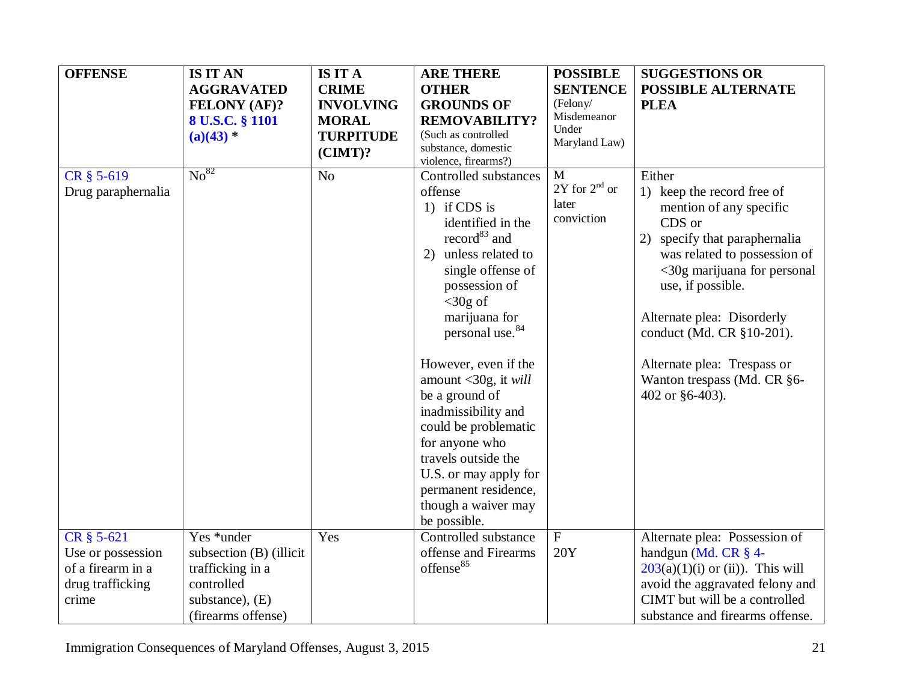| OFFENSE | IS IT AN AGGRAVATED FELONY (AF)? 8 U.S.C. § 1101 (a)(43) * | IS IT A CRIME INVOLVING MORAL TURPITUDE (CIMT)? | ARE THERE OTHER GROUNDS OF REMOVABILITY? (Such as controlled substance, domestic violence, firearms?) | POSSIBLE SENTENCE (Felony/ Misdemeanor Under Maryland Law) | SUGGESTIONS OR POSSIBLE ALTERNATE PLEA |
|---|---|---|---|---|---|
| CR § 5-619 Drug paraphernalia | No[82] | No | Controlled substances offense 1) if CDS is identified in the record[83] and 2) unless related to single offense of possession of <30g of marijuana for personal use.[84] However, even if the amount <30g, it *will* be a ground of inadmissibility and could be problematic for anyone who travels outside the U.S. or may apply for permanent residence, though a waiver may be possible. | M 2Y for 2nd or later conviction | Either 1) keep the record free of mention of any specific CDS or 2) specify that paraphernalia was related to possession of <30g marijuana for personal use, if possible. Alternate plea: Disorderly conduct (Md. CR §10-201). Alternate plea: Trespass or Wanton trespass (Md. CR §6-402 or §6-403). |
| CR § 5-621 Use or possession of a firearm in a drug trafficking crime | Yes *under subsection (B) (illicit trafficking in a controlled substance), (E) (firearms offense) | Yes | Controlled substance offense and Firearms offense[85] | F 20Y | Alternate plea: Possession of handgun (Md. CR § 4-203(a)(1)(i) or (ii)). This will avoid the aggravated felony and CIMT but will be a controlled substance and firearms offense. |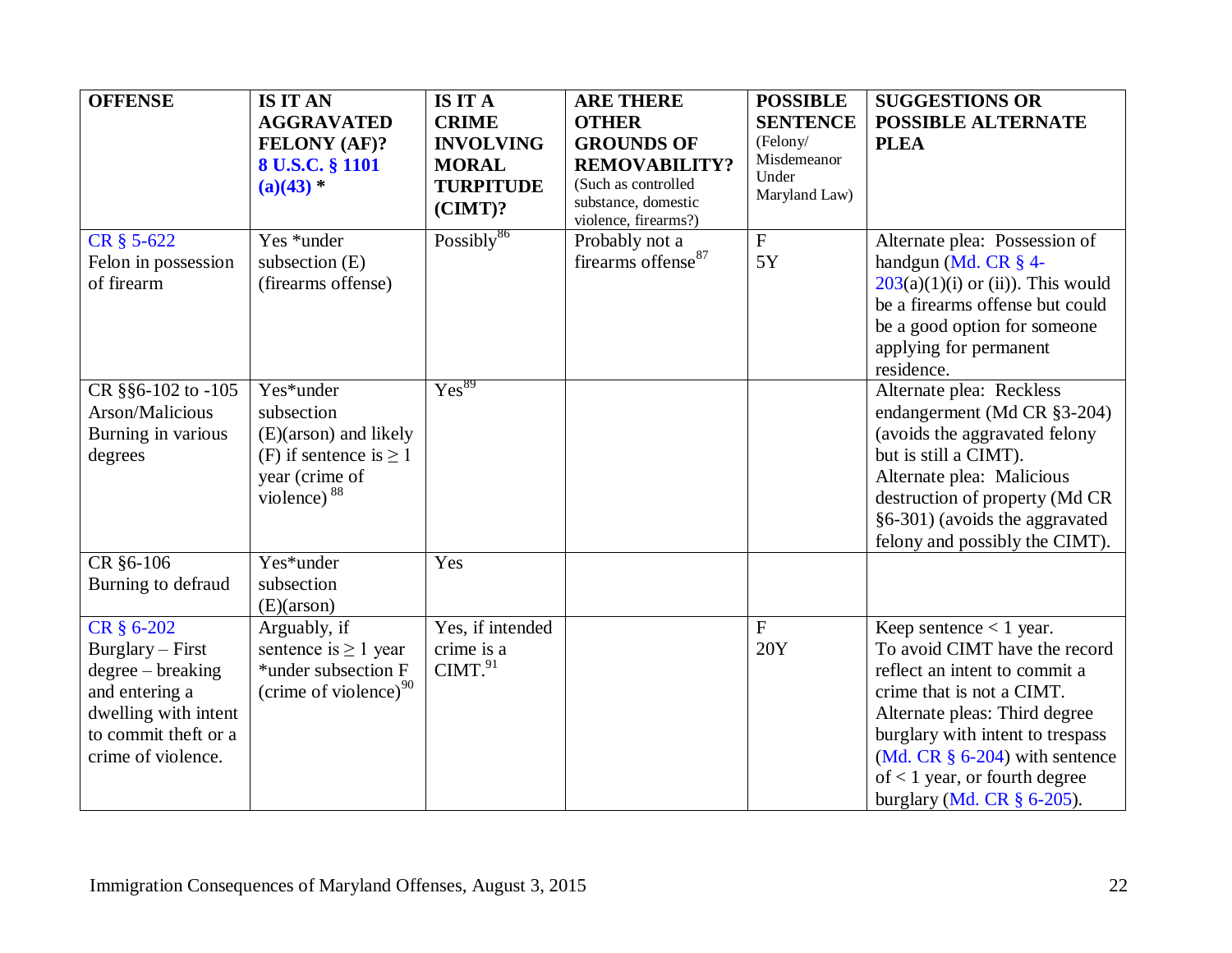| OFFENSE | IS IT AN AGGRAVATED FELONY (AF)? 8 U.S.C. § 1101 (a)(43) * | IS IT A CRIME INVOLVING MORAL TURPITUDE (CIMT)? | ARE THERE OTHER GROUNDS OF REMOVABILITY? (Such as controlled substance, domestic violence, firearms?) | POSSIBLE SENTENCE (Felony/ Misdemeanor Under Maryland Law) | SUGGESTIONS OR POSSIBLE ALTERNATE PLEA |
|---|---|---|---|---|---|
| CR § 5-622 Felon in possession of firearm | Yes *under subsection (E) (firearms offense) | Possibly[86] | Probably not a firearms offense[87] | F 5Y | Alternate plea: Possession of handgun (Md. CR § 4-203(a)(1)(i) or (ii)). This would be a firearms offense but could be a good option for someone applying for permanent residence. |
| CR §§6-102 to -105 Arson/Malicious Burning in various degrees | Yes*under subsection (E)(arson) and likely (F) if sentence is ≥ 1 year (crime of violence)[88] | Yes[89] | | | Alternate plea: Reckless endangerment (Md CR §3-204) (avoids the aggravated felony but is still a CIMT). Alternate plea: Malicious destruction of property (Md CR §6-301) (avoids the aggravated felony and possibly the CIMT). |
| CR §6-106 Burning to defraud | Yes*under subsection (E)(arson) | Yes | | | |
| CR § 6-202 Burglary – First degree – breaking and entering a dwelling with intent to commit theft or a crime of violence. | Arguably, if sentence is ≥ 1 year *under subsection F (crime of violence)[90] | Yes, if intended crime is a CIMT.[91] | | F 20Y | Keep sentence < 1 year. To avoid CIMT have the record reflect an intent to commit a crime that is not a CIMT. Alternate pleas: Third degree burglary with intent to trespass (Md. CR § 6-204) with sentence of < 1 year, or fourth degree burglary (Md. CR § 6-205). |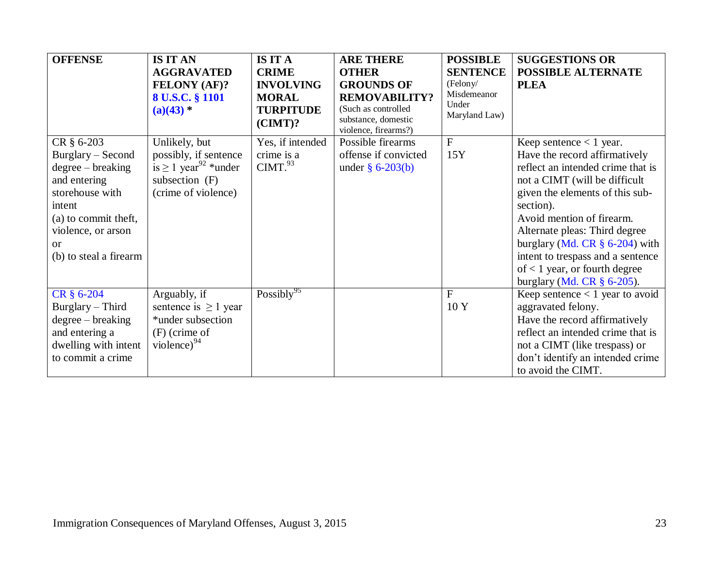| OFFENSE | IS IT AN AGGRAVATED FELONY (AF)? 8 U.S.C. § 1101 (a)(43) * | IS IT A CRIME INVOLVING MORAL TURPITUDE (CIMT)? | ARE THERE OTHER GROUNDS OF REMOVABILITY? (Such as controlled substance, domestic violence, firearms?) | POSSIBLE SENTENCE (Felony/ Misdemeanor Under Maryland Law) | SUGGESTIONS OR POSSIBLE ALTERNATE PLEA |
|---|---|---|---|---|---|
| CR § 6-203 Burglary – Second degree – breaking and entering storehouse with intent (a) to commit theft, violence, or arson or (b) to steal a firearm | Unlikely, but possibly, if sentence is ≥ 1 year[92] *under subsection (F) (crime of violence) | Yes, if intended crime is a CIMT.[93] | Possible firearms offense if convicted under § 6-203(b) | F 15Y | Keep sentence < 1 year. Have the record affirmatively reflect an intended crime that is not a CIMT (will be difficult given the elements of this sub-section). Avoid mention of firearm. Alternate pleas: Third degree burglary (Md. CR § 6-204) with intent to trespass and a sentence of < 1 year, or fourth degree burglary (Md. CR § 6-205). |
| CR § 6-204 Burglary – Third degree – breaking and entering a dwelling with intent to commit a crime | Arguably, if sentence is ≥ 1 year *under subsection (F) (crime of violence)[94] | Possibly[95] | | F 10 Y | Keep sentence < 1 year to avoid aggravated felony. Have the record affirmatively reflect an intended crime that is not a CIMT (like trespass) or don't identify an intended crime to avoid the CIMT. |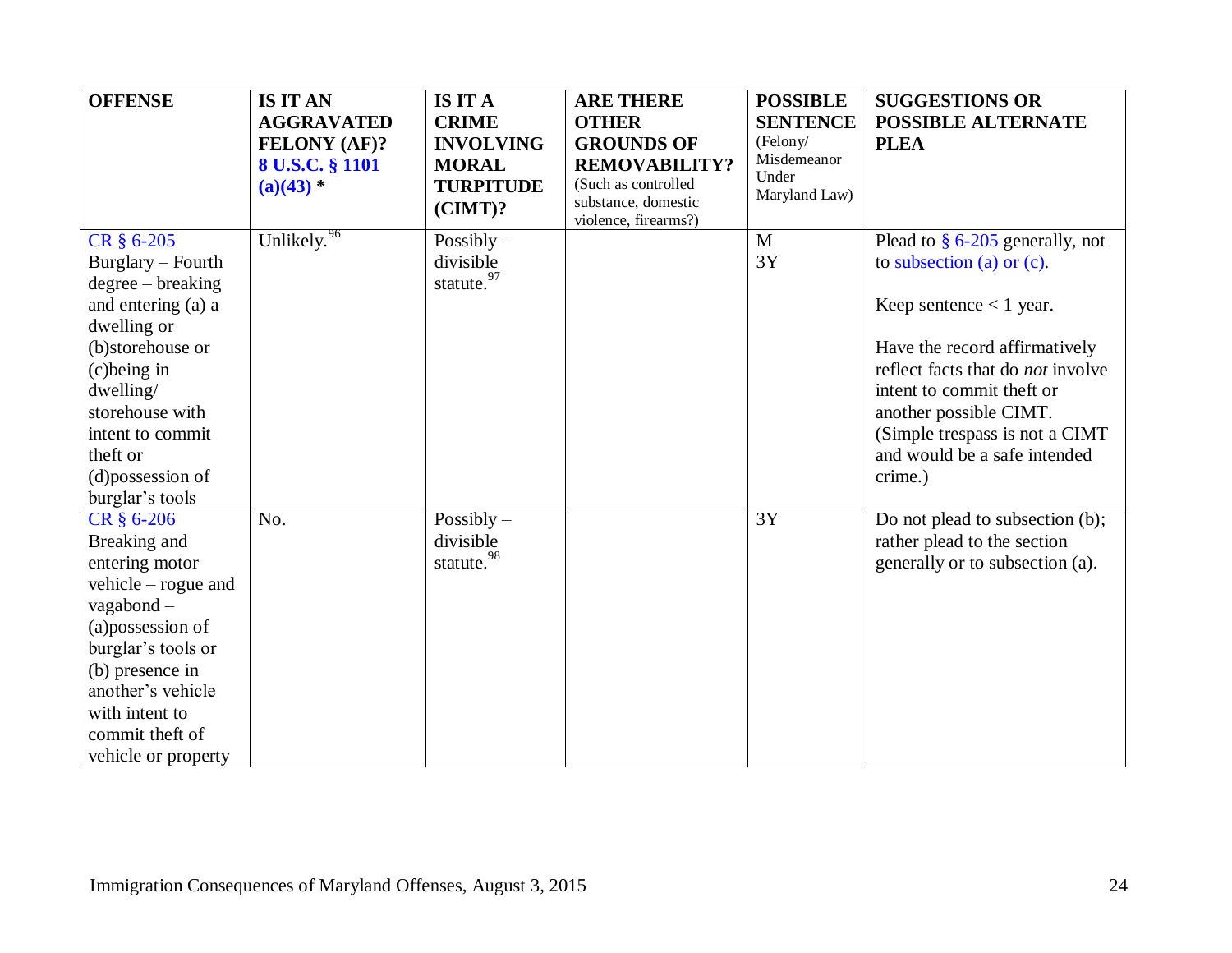| OFFENSE | IS IT AN AGGRAVATED FELONY (AF)? 8 U.S.C. § 1101 (a)(43) * | IS IT A CRIME INVOLVING MORAL TURPITUDE (CIMT)? | ARE THERE OTHER GROUNDS OF REMOVABILITY? (Such as controlled substance, domestic violence, firearms?) | POSSIBLE SENTENCE (Felony/ Misdemeanor Under Maryland Law) | SUGGESTIONS OR POSSIBLE ALTERNATE PLEA |
|---|---|---|---|---|---|
| CR § 6-205 Burglary – Fourth degree – breaking and entering (a) a dwelling or (b)storehouse or (c)being in dwelling/ storehouse with intent to commit theft or (d)possession of burglar's tools | Unlikely.[96] | Possibly – divisible statute.[97] | | M 3Y | Plead to § 6-205 generally, not to subsection (a) or (c). Keep sentence < 1 year. Have the record affirmatively reflect facts that do *not* involve intent to commit theft or another possible CIMT. (Simple trespass is not a CIMT and would be a safe intended crime.) |
| CR § 6-206 Breaking and entering motor vehicle – rogue and vagabond – (a)possession of burglar's tools or (b) presence in another's vehicle with intent to commit theft of vehicle or property | No. | Possibly – divisible statute.[98] | | 3Y | Do not plead to subsection (b); rather plead to the section generally or to subsection (a). |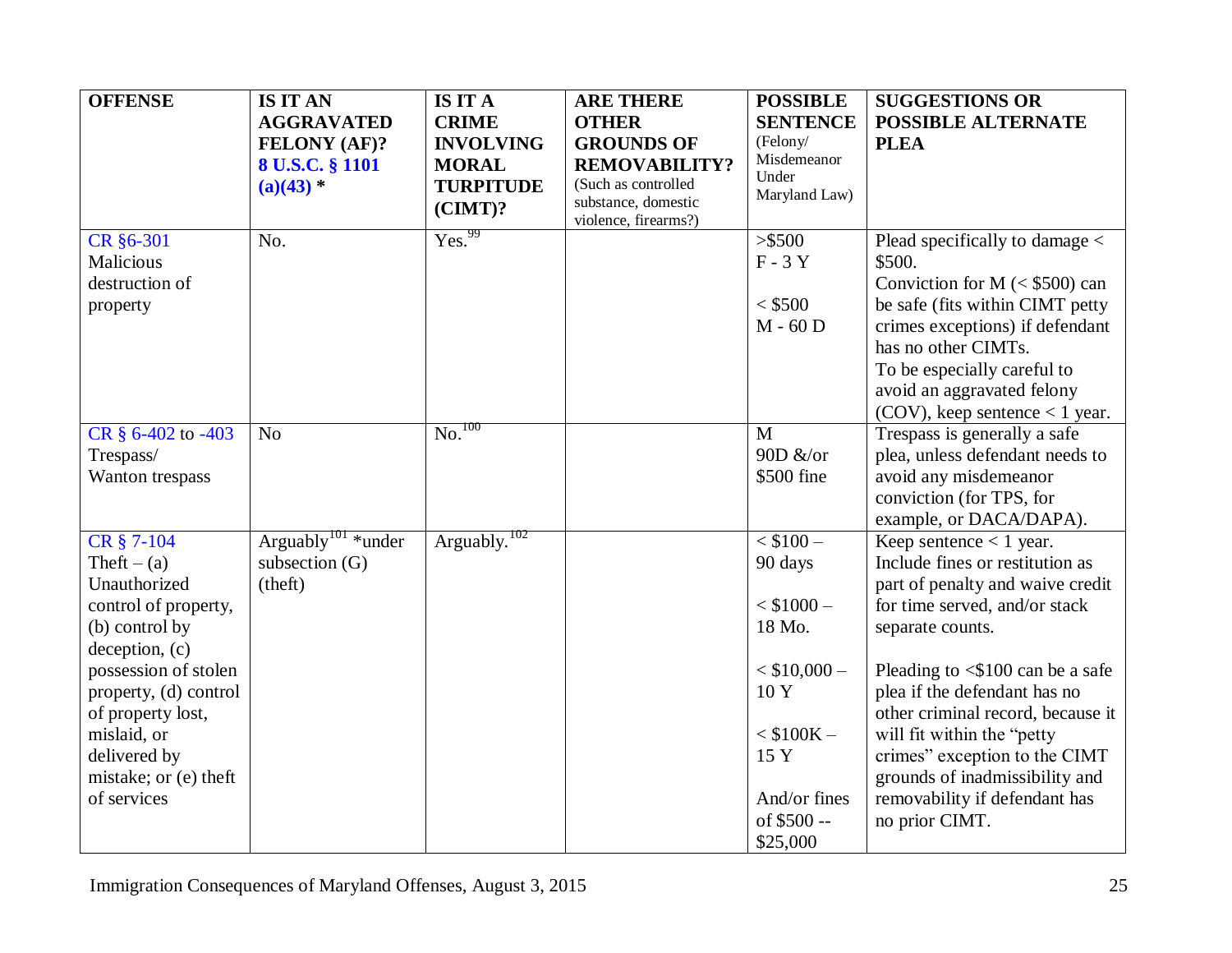| OFFENSE | IS IT AN AGGRAVATED FELONY (AF)? 8 U.S.C. § 1101 (a)(43) * | IS IT A CRIME INVOLVING MORAL TURPITUDE (CIMT)? | ARE THERE OTHER GROUNDS OF REMOVABILITY? (Such as controlled substance, domestic violence, firearms?) | POSSIBLE SENTENCE (Felony/ Misdemeanor Under Maryland Law) | SUGGESTIONS OR POSSIBLE ALTERNATE PLEA |
|---|---|---|---|---|---|
| CR §6-301 Malicious destruction of property | No. | Yes.[99] | | >$500 F - 3 Y<br><br>< $500 M - 60 D | Plead specifically to damage < $500.<br>Conviction for M (< $500) can be safe (fits within CIMT petty crimes exceptions) if defendant has no other CIMTs.<br>To be especially careful to avoid an aggravated felony (COV), keep sentence < 1 year. |
| CR § 6-402 to -403 Trespass/ Wanton trespass | No | No.[100] | | M 90D &/or $500 fine | Trespass is generally a safe plea, unless defendant needs to avoid any misdemeanor conviction (for TPS, for example, or DACA/DAPA). |
| CR § 7-104 Theft – (a) Unauthorized control of property, (b) control by deception, (c) possession of stolen property, (d) control of property lost, mislaid, or delivered by mistake; or (e) theft of services | Arguably[101] *under subsection (G) (theft) | Arguably.[102] | | < $100 – 90 days<br><br>< $1000 – 18 Mo.<br><br>< $10,000 – 10 Y<br><br>< $100K – 15 Y<br><br>And/or fines of $500 -- $25,000 | Keep sentence < 1 year. Include fines or restitution as part of penalty and waive credit for time served, and/or stack separate counts.<br><br>Pleading to <$100 can be a safe plea if the defendant has no other criminal record, because it will fit within the "petty crimes" exception to the CIMT grounds of inadmissibility and removability if defendant has no prior CIMT. |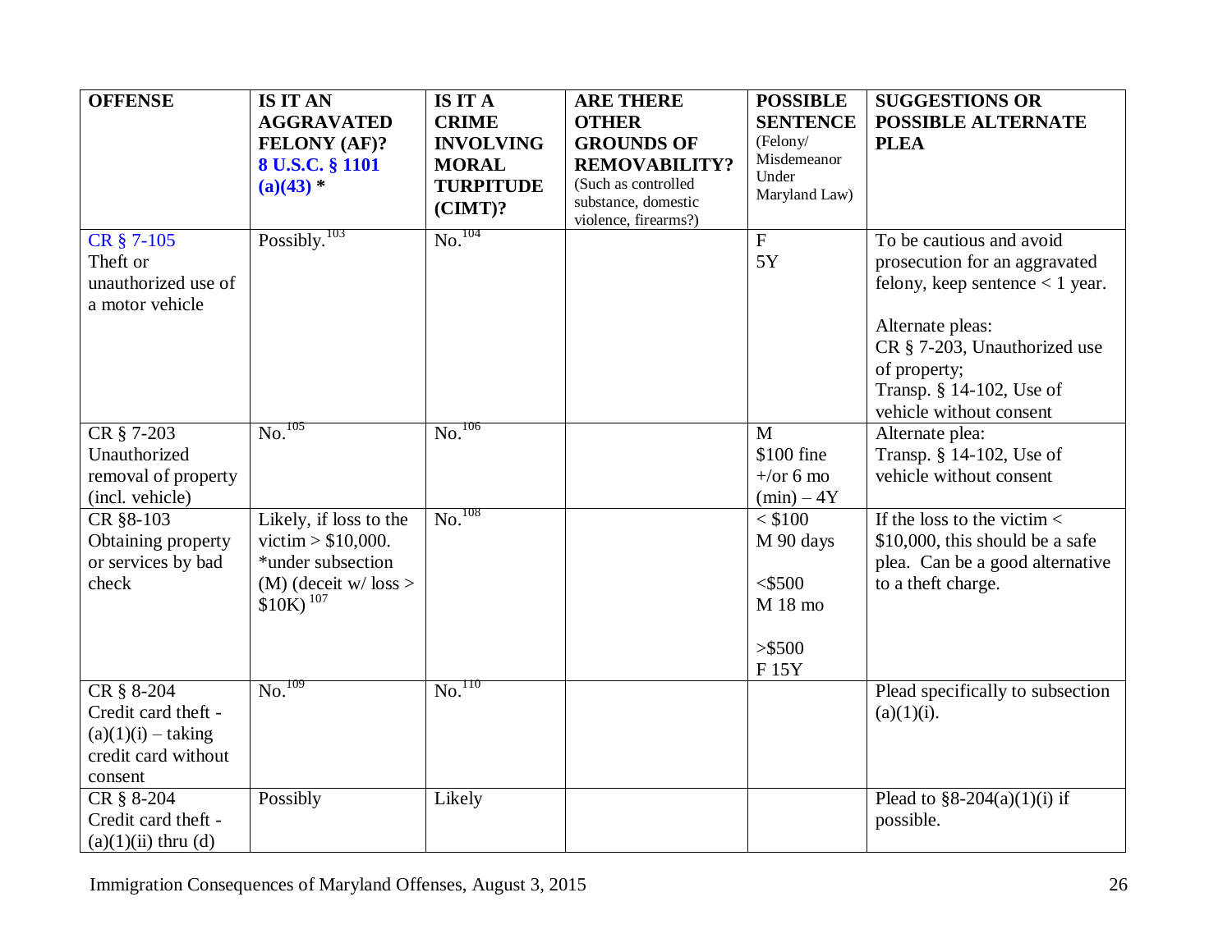| OFFENSE | IS IT AN AGGRAVATED FELONY (AF)? 8 U.S.C. § 1101 (a)(43) * | IS IT A CRIME INVOLVING MORAL TURPITUDE (CIMT)? | ARE THERE OTHER GROUNDS OF REMOVABILITY? (Such as controlled substance, domestic violence, firearms?) | POSSIBLE SENTENCE (Felony/ Misdemeanor Under Maryland Law) | SUGGESTIONS OR POSSIBLE ALTERNATE PLEA |
|---|---|---|---|---|---|
| CR § 7-105 Theft or unauthorized use of a motor vehicle | Possibly.[103] | No.[104] | | F 5Y | To be cautious and avoid prosecution for an aggravated felony, keep sentence < 1 year. Alternate pleas: CR § 7-203, Unauthorized use of property; Transp. § 14-102, Use of vehicle without consent |
| CR § 7-203 Unauthorized removal of property (incl. vehicle) | No.[105] | No.[106] | | M $100 fine +/or 6 mo (min) – 4Y | Alternate plea: Transp. § 14-102, Use of vehicle without consent |
| CR §8-103 Obtaining property or services by bad check | Likely, if loss to the victim > $10,000. *under subsection (M) (deceit w/ loss > $10K)[107] | No.[108] | | < $100 M 90 days <$500 M 18 mo >$500 F 15Y | If the loss to the victim < $10,000, this should be a safe plea. Can be a good alternative to a theft charge. |
| CR § 8-204 Credit card theft - (a)(1)(i) – taking credit card without consent | No.[109] | No.[110] | | | Plead specifically to subsection (a)(1)(i). |
| CR § 8-204 Credit card theft - (a)(1)(ii) thru (d) | Possibly | Likely | | | Plead to §8-204(a)(1)(i) if possible. |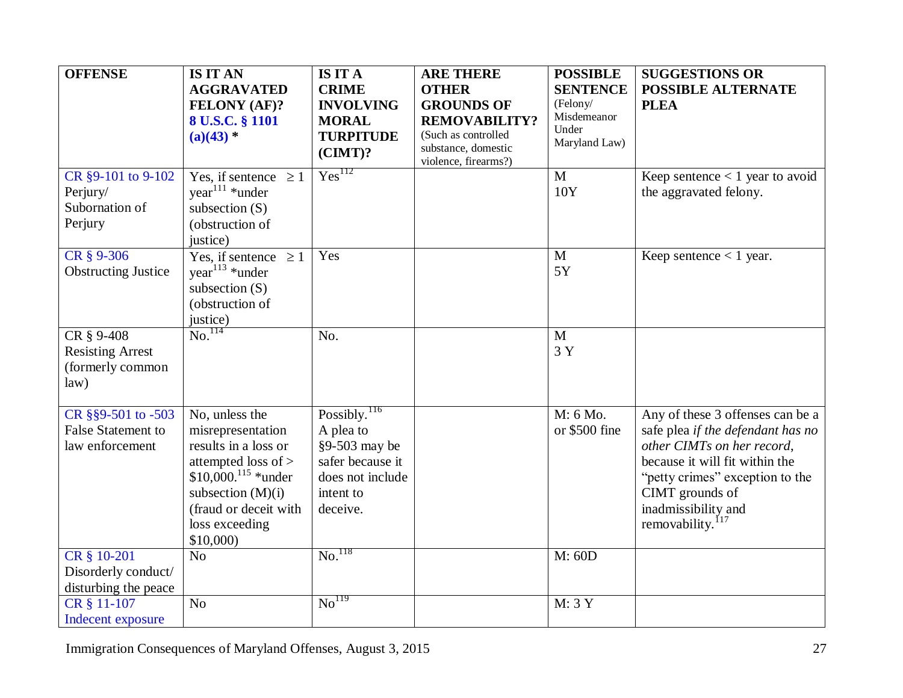| OFFENSE | IS IT AN AGGRAVATED FELONY (AF)? 8 U.S.C. § 1101 (a)(43) * | IS IT A CRIME INVOLVING MORAL TURPITUDE (CIMT)? | ARE THERE OTHER GROUNDS OF REMOVABILITY? (Such as controlled substance, domestic violence, firearms?) | POSSIBLE SENTENCE (Felony/ Misdemeanor Under Maryland Law) | SUGGESTIONS OR POSSIBLE ALTERNATE PLEA |
|---|---|---|---|---|---|
| CR §9-101 to 9-102 Perjury/ Subornation of Perjury | Yes, if sentence ≥ 1 year[111] *under subsection (S) (obstruction of justice) | Yes[112] | | M 10Y | Keep sentence < 1 year to avoid the aggravated felony. |
| CR § 9-306 Obstructing Justice | Yes, if sentence ≥ 1 year[113] *under subsection (S) (obstruction of justice) | Yes | | M 5Y | Keep sentence < 1 year. |
| CR § 9-408 Resisting Arrest (formerly common law) | No.[114] | No. | | M 3 Y | |
| CR §§9-501 to -503 False Statement to law enforcement | No, unless the misrepresentation results in a loss or attempted loss of > $10,000.[115] *under subsection (M)(i) (fraud or deceit with loss exceeding $10,000) | Possibly.[116] A plea to §9-503 may be safer because it does not include intent to deceive. | | M: 6 Mo. or $500 fine | Any of these 3 offenses can be a safe plea *if the defendant has no other CIMTs on her record*, because it will fit within the "petty crimes" exception to the CIMT grounds of inadmissibility and removability.[117] |
| CR § 10-201 Disorderly conduct/ disturbing the peace | No | No.[118] | | M: 60D | |
| CR § 11-107 Indecent exposure | No | No[119] | | M: 3 Y | |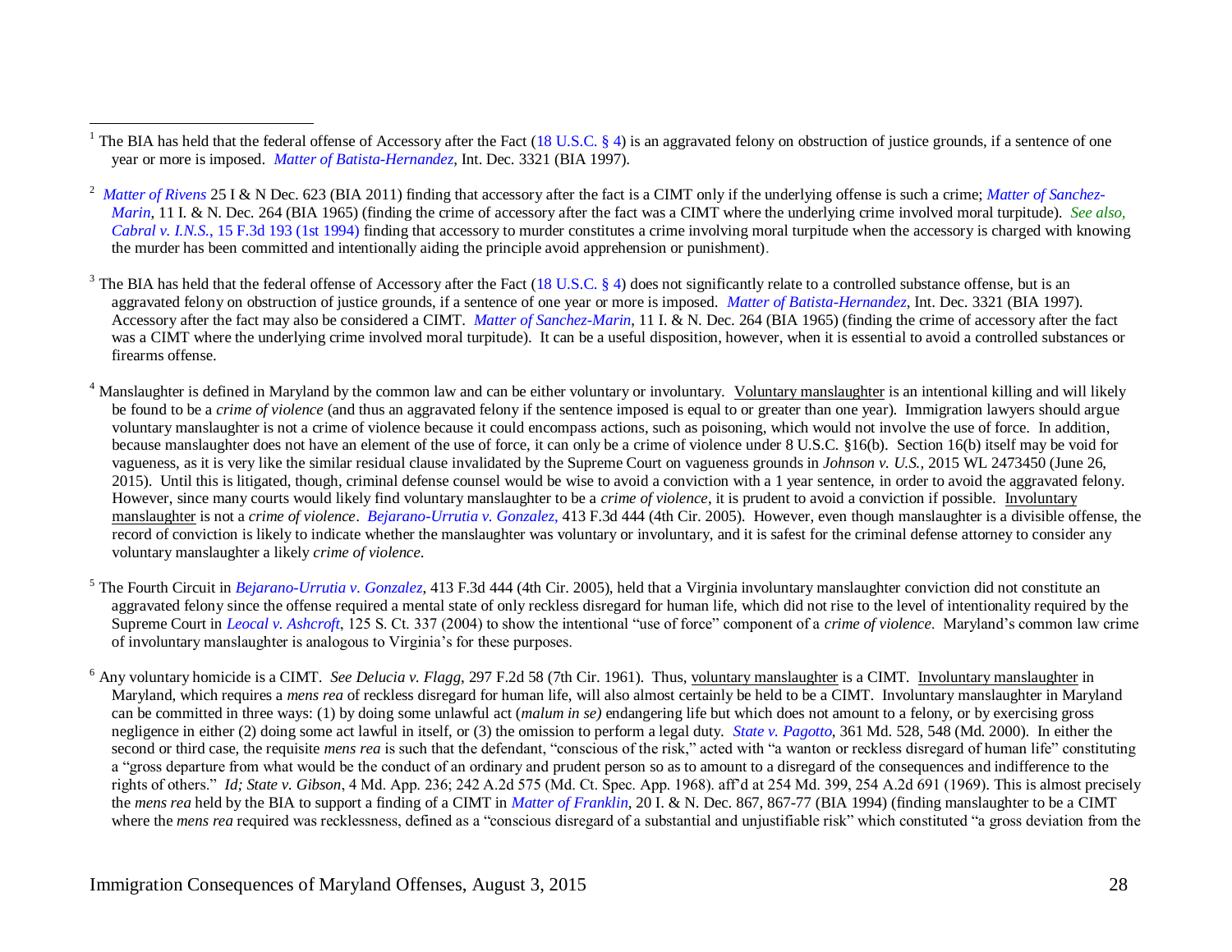[1] The BIA has held that the federal offense of Accessory after the Fact (18 U.S.C. § 4) is an aggravated felony on obstruction of justice grounds, if a sentence of one year or more is imposed. *Matter of Batista-Hernandez*, Int. Dec. 3321 (BIA 1997).

[2] *Matter of Rivens* 25 I & N Dec. 623 (BIA 2011) finding that accessory after the fact is a CIMT only if the underlying offense is such a crime; *Matter of Sanchez-Marin*, 11 I. & N. Dec. 264 (BIA 1965) (finding the crime of accessory after the fact was a CIMT where the underlying crime involved moral turpitude). *See also, Cabral v. I.N.S.*, 15 F.3d 193 (1st 1994) finding that accessory to murder constitutes a crime involving moral turpitude when the accessory is charged with knowing the murder has been committed and intentionally aiding the principle avoid apprehension or punishment).

[3] The BIA has held that the federal offense of Accessory after the Fact (18 U.S.C. § 4) does not significantly relate to a controlled substance offense, but is an aggravated felony on obstruction of justice grounds, if a sentence of one year or more is imposed. *Matter of Batista-Hernandez*, Int. Dec. 3321 (BIA 1997). Accessory after the fact may also be considered a CIMT. *Matter of Sanchez-Marin*, 11 I. & N. Dec. 264 (BIA 1965) (finding the crime of accessory after the fact was a CIMT where the underlying crime involved moral turpitude). It can be a useful disposition, however, when it is essential to avoid a controlled substances or firearms offense.

[4] Manslaughter is defined in Maryland by the common law and can be either voluntary or involuntary. Voluntary manslaughter is an intentional killing and will likely be found to be a *crime of violence* (and thus an aggravated felony if the sentence imposed is equal to or greater than one year). Immigration lawyers should argue voluntary manslaughter is not a crime of violence because it could encompass actions, such as poisoning, which would not involve the use of force. In addition, because manslaughter does not have an element of the use of force, it can only be a crime of violence under 8 U.S.C. §16(b). Section 16(b) itself may be void for vagueness, as it is very like the similar residual clause invalidated by the Supreme Court on vagueness grounds in *Johnson v. U.S.*, 2015 WL 2473450 (June 26, 2015). Until this is litigated, though, criminal defense counsel would be wise to avoid a conviction with a 1 year sentence, in order to avoid the aggravated felony. However, since many courts would likely find voluntary manslaughter to be a *crime of violence*, it is prudent to avoid a conviction if possible. Involuntary manslaughter is not a *crime of violence*. *Bejarano-Urrutia v. Gonzalez*, 413 F.3d 444 (4th Cir. 2005). However, even though manslaughter is a divisible offense, the record of conviction is likely to indicate whether the manslaughter was voluntary or involuntary, and it is safest for the criminal defense attorney to consider any voluntary manslaughter a likely *crime of violence*.

[5] The Fourth Circuit in *Bejarano-Urrutia v. Gonzalez*, 413 F.3d 444 (4th Cir. 2005), held that a Virginia involuntary manslaughter conviction did not constitute an aggravated felony since the offense required a mental state of only reckless disregard for human life, which did not rise to the level of intentionality required by the Supreme Court in *Leocal v. Ashcroft*, 125 S. Ct. 337 (2004) to show the intentional "use of force" component of a *crime of violence*. Maryland's common law crime of involuntary manslaughter is analogous to Virginia's for these purposes.

[6] Any voluntary homicide is a CIMT. *See Delucia v. Flagg*, 297 F.2d 58 (7th Cir. 1961). Thus, voluntary manslaughter is a CIMT. Involuntary manslaughter in Maryland, which requires a *mens rea* of reckless disregard for human life, will also almost certainly be held to be a CIMT. Involuntary manslaughter in Maryland can be committed in three ways: (1) by doing some unlawful act (*malum in se)* endangering life but which does not amount to a felony, or by exercising gross negligence in either (2) doing some act lawful in itself, or (3) the omission to perform a legal duty. *State v. Pagotto*, 361 Md. 528, 548 (Md. 2000). In either the second or third case, the requisite *mens rea* is such that the defendant, "conscious of the risk," acted with "a wanton or reckless disregard of human life" constituting a "gross departure from what would be the conduct of an ordinary and prudent person so as to amount to a disregard of the consequences and indifference to the rights of others." *Id; State v. Gibson*, 4 Md. App. 236; 242 A.2d 575 (Md. Ct. Spec. App. 1968). aff'd at 254 Md. 399, 254 A.2d 691 (1969). This is almost precisely the *mens rea* held by the BIA to support a finding of a CIMT in *Matter of Franklin*, 20 I. & N. Dec. 867, 867-77 (BIA 1994) (finding manslaughter to be a CIMT where the *mens rea* required was recklessness, defined as a "conscious disregard of a substantial and unjustifiable risk" which constituted "a gross deviation from the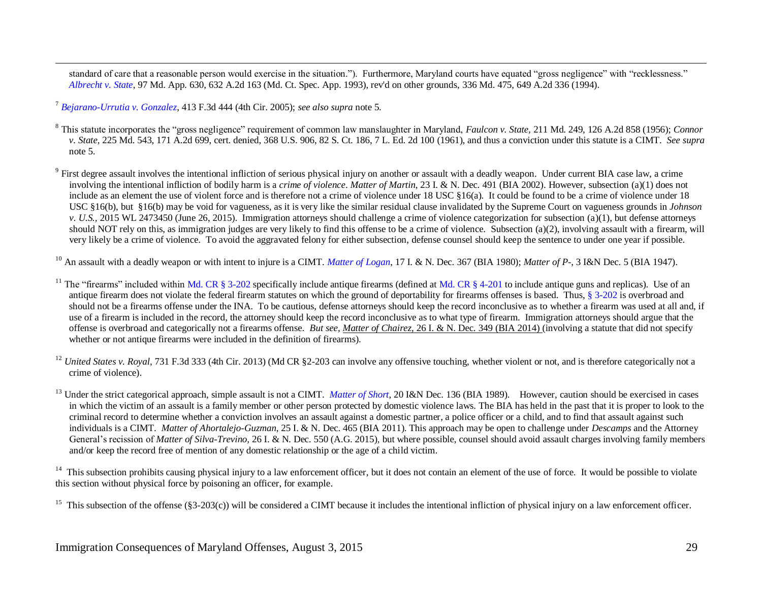standard of care that a reasonable person would exercise in the situation."). Furthermore, Maryland courts have equated "gross negligence" with "recklessness." *Albrecht v. State*, 97 Md. App. 630, 632 A.2d 163 (Md. Ct. Spec. App. 1993), rev'd on other grounds, 336 Md. 475, 649 A.2d 336 (1994).

[7] *Bejarano-Urrutia v. Gonzalez*, 413 F.3d 444 (4th Cir. 2005); *see also supra* note 5.

[8] This statute incorporates the "gross negligence" requirement of common law manslaughter in Maryland, *Faulcon v. State*, 211 Md. 249, 126 A.2d 858 (1956); *Connor v. State*, 225 Md. 543, 171 A.2d 699, cert. denied, 368 U.S. 906, 82 S. Ct. 186, 7 L. Ed. 2d 100 (1961), and thus a conviction under this statute is a CIMT. *See supra* note 5.

[9] First degree assault involves the intentional infliction of serious physical injury on another or assault with a deadly weapon. Under current BIA case law, a crime involving the intentional infliction of bodily harm is a *crime of violence*. *Matter of Martin*, 23 I. & N. Dec. 491 (BIA 2002). However, subsection (a)(1) does not include as an element the use of violent force and is therefore not a crime of violence under 18 USC §16(a). It could be found to be a crime of violence under 18 USC §16(b), but §16(b) may be void for vagueness, as it is very like the similar residual clause invalidated by the Supreme Court on vagueness grounds in *Johnson v. U.S.*, 2015 WL 2473450 (June 26, 2015). Immigration attorneys should challenge a crime of violence categorization for subsection (a)(1), but defense attorneys should NOT rely on this, as immigration judges are very likely to find this offense to be a crime of violence. Subsection (a)(2), involving assault with a firearm, will very likely be a crime of violence. To avoid the aggravated felony for either subsection, defense counsel should keep the sentence to under one year if possible.

[10] An assault with a deadly weapon or with intent to injure is a CIMT. *Matter of Logan*, 17 I. & N. Dec. 367 (BIA 1980); *Matter of P-*, 3 I&N Dec. 5 (BIA 1947).

[11] The "firearms" included within Md. CR § 3-202 specifically include antique firearms (defined at Md. CR § 4-201 to include antique guns and replicas). Use of an antique firearm does not violate the federal firearm statutes on which the ground of deportability for firearms offenses is based. Thus, § 3-202 is overbroad and should not be a firearms offense under the INA. To be cautious, defense attorneys should keep the record inconclusive as to whether a firearm was used at all and, if use of a firearm is included in the record, the attorney should keep the record inconclusive as to what type of firearm. Immigration attorneys should argue that the offense is overbroad and categorically not a firearms offense. *But see, Matter of Chairez*, 26 I. & N. Dec. 349 (BIA 2014) (involving a statute that did not specify whether or not antique firearms were included in the definition of firearms).

[12] *United States v. Royal*, 731 F.3d 333 (4th Cir. 2013) (Md CR §2-203 can involve any offensive touching, whether violent or not, and is therefore categorically not a crime of violence).

[13] Under the strict categorical approach, simple assault is not a CIMT. *Matter of Short*, 20 I&N Dec. 136 (BIA 1989). However, caution should be exercised in cases in which the victim of an assault is a family member or other person protected by domestic violence laws. The BIA has held in the past that it is proper to look to the criminal record to determine whether a conviction involves an assault against a domestic partner, a police officer or a child, and to find that assault against such individuals is a CIMT. *Matter of Ahortalejo-Guzman*, 25 I. & N. Dec. 465 (BIA 2011). This approach may be open to challenge under *Descamps* and the Attorney General's recission of *Matter of Silva-Trevino*, 26 I. & N. Dec. 550 (A.G. 2015), but where possible, counsel should avoid assault charges involving family members and/or keep the record free of mention of any domestic relationship or the age of a child victim.

[14] This subsection prohibits causing physical injury to a law enforcement officer, but it does not contain an element of the use of force. It would be possible to violate this section without physical force by poisoning an officer, for example.

[15] This subsection of the offense (§3-203(c)) will be considered a CIMT because it includes the intentional infliction of physical injury on a law enforcement officer.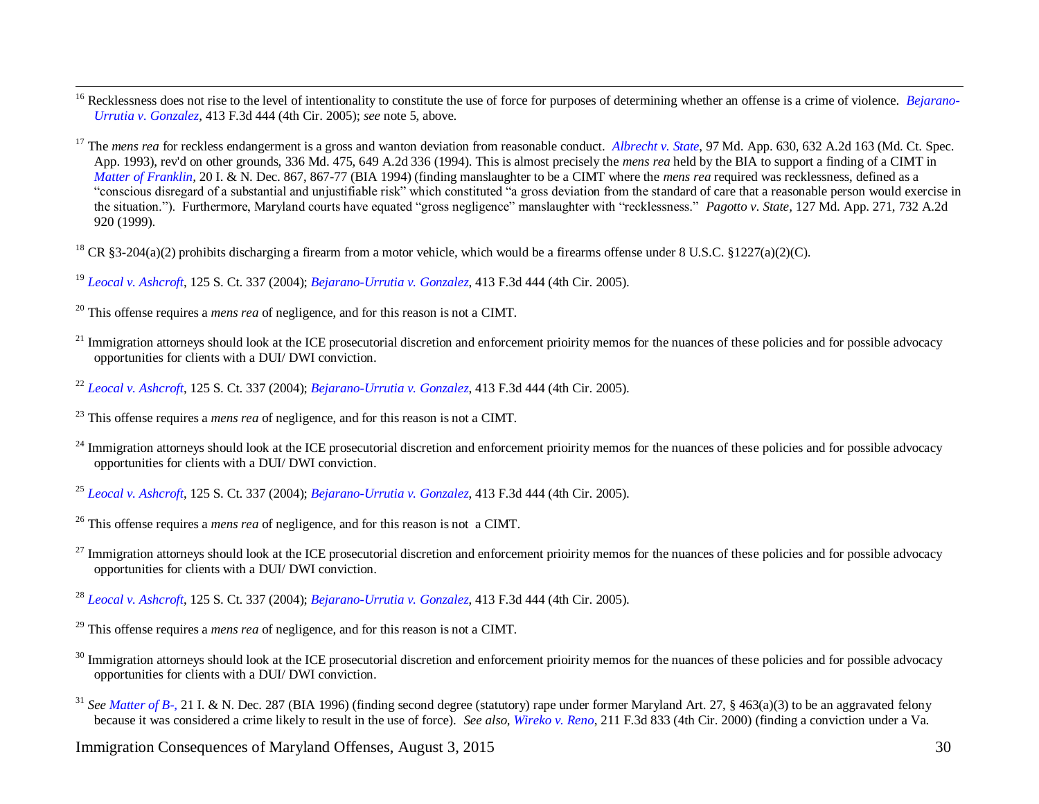[16] Recklessness does not rise to the level of intentionality to constitute the use of force for purposes of determining whether an offense is a crime of violence. *Bejarano-Urrutia v. Gonzalez*, 413 F.3d 444 (4th Cir. 2005); *see* note 5, above.

[17] The *mens rea* for reckless endangerment is a gross and wanton deviation from reasonable conduct. *Albrecht v. State*, 97 Md. App. 630, 632 A.2d 163 (Md. Ct. Spec. App. 1993), rev'd on other grounds, 336 Md. 475, 649 A.2d 336 (1994). This is almost precisely the *mens rea* held by the BIA to support a finding of a CIMT in *Matter of Franklin*, 20 I. & N. Dec. 867, 867-77 (BIA 1994) (finding manslaughter to be a CIMT where the *mens rea* required was recklessness, defined as a "conscious disregard of a substantial and unjustifiable risk" which constituted "a gross deviation from the standard of care that a reasonable person would exercise in the situation."). Furthermore, Maryland courts have equated "gross negligence" manslaughter with "recklessness." *Pagotto v. State*, 127 Md. App. 271, 732 A.2d 920 (1999).

[18] CR §3-204(a)(2) prohibits discharging a firearm from a motor vehicle, which would be a firearms offense under 8 U.S.C. §1227(a)(2)(C).

[19] *Leocal v. Ashcroft*, 125 S. Ct. 337 (2004); *Bejarano-Urrutia v. Gonzalez*, 413 F.3d 444 (4th Cir. 2005).

[20] This offense requires a *mens rea* of negligence, and for this reason is not a CIMT.

[21] Immigration attorneys should look at the ICE prosecutorial discretion and enforcement prioirity memos for the nuances of these policies and for possible advocacy opportunities for clients with a DUI/ DWI conviction.

[22] *Leocal v. Ashcroft*, 125 S. Ct. 337 (2004); *Bejarano-Urrutia v. Gonzalez*, 413 F.3d 444 (4th Cir. 2005).

[23] This offense requires a *mens rea* of negligence, and for this reason is not a CIMT.

[24] Immigration attorneys should look at the ICE prosecutorial discretion and enforcement prioirity memos for the nuances of these policies and for possible advocacy opportunities for clients with a DUI/ DWI conviction.

[25] *Leocal v. Ashcroft*, 125 S. Ct. 337 (2004); *Bejarano-Urrutia v. Gonzalez*, 413 F.3d 444 (4th Cir. 2005).

[26] This offense requires a *mens rea* of negligence, and for this reason is not a CIMT.

[27] Immigration attorneys should look at the ICE prosecutorial discretion and enforcement prioirity memos for the nuances of these policies and for possible advocacy opportunities for clients with a DUI/ DWI conviction.

[28] *Leocal v. Ashcroft*, 125 S. Ct. 337 (2004); *Bejarano-Urrutia v. Gonzalez*, 413 F.3d 444 (4th Cir. 2005).

[29] This offense requires a *mens rea* of negligence, and for this reason is not a CIMT.

[30] Immigration attorneys should look at the ICE prosecutorial discretion and enforcement prioirity memos for the nuances of these policies and for possible advocacy opportunities for clients with a DUI/ DWI conviction.

[31] *See Matter of B-*, 21 I. & N. Dec. 287 (BIA 1996) (finding second degree (statutory) rape under former Maryland Art. 27, § 463(a)(3) to be an aggravated felony because it was considered a crime likely to result in the use of force). *See also*, *Wireko v. Reno*, 211 F.3d 833 (4th Cir. 2000) (finding a conviction under a Va.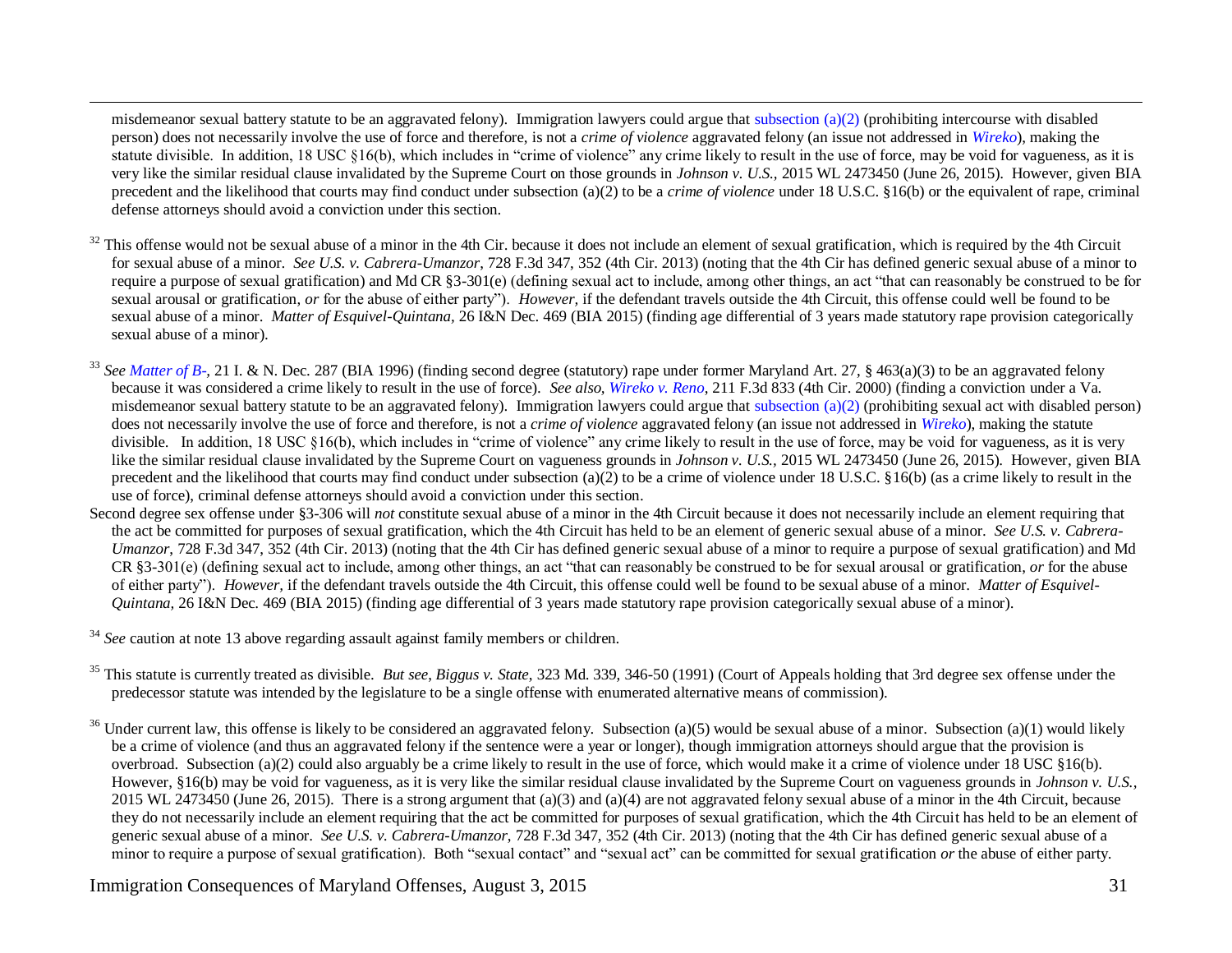misdemeanor sexual battery statute to be an aggravated felony). Immigration lawyers could argue that subsection (a)(2) (prohibiting intercourse with disabled person) does not necessarily involve the use of force and therefore, is not a *crime of violence* aggravated felony (an issue not addressed in *Wireko*), making the statute divisible. In addition, 18 USC §16(b), which includes in "crime of violence" any crime likely to result in the use of force, may be void for vagueness, as it is very like the similar residual clause invalidated by the Supreme Court on those grounds in *Johnson v. U.S.,* 2015 WL 2473450 (June 26, 2015). However, given BIA precedent and the likelihood that courts may find conduct under subsection (a)(2) to be a *crime of violence* under 18 U.S.C. §16(b) or the equivalent of rape, criminal defense attorneys should avoid a conviction under this section.

[32] This offense would not be sexual abuse of a minor in the 4th Cir. because it does not include an element of sexual gratification, which is required by the 4th Circuit for sexual abuse of a minor. *See U.S. v. Cabrera-Umanzor*, 728 F.3d 347, 352 (4th Cir. 2013) (noting that the 4th Cir has defined generic sexual abuse of a minor to require a purpose of sexual gratification) and Md CR §3-301(e) (defining sexual act to include, among other things, an act "that can reasonably be construed to be for sexual arousal or gratification, *or* for the abuse of either party"). *However,* if the defendant travels outside the 4th Circuit, this offense could well be found to be sexual abuse of a minor. *Matter of Esquivel-Quintana,* 26 I&N Dec. 469 (BIA 2015) (finding age differential of 3 years made statutory rape provision categorically sexual abuse of a minor).

[33] *See Matter of B-,* 21 I. & N. Dec. 287 (BIA 1996) (finding second degree (statutory) rape under former Maryland Art. 27, § 463(a)(3) to be an aggravated felony because it was considered a crime likely to result in the use of force). *See also, Wireko v. Reno*, 211 F.3d 833 (4th Cir. 2000) (finding a conviction under a Va. misdemeanor sexual battery statute to be an aggravated felony). Immigration lawyers could argue that subsection (a)(2) (prohibiting sexual act with disabled person) does not necessarily involve the use of force and therefore, is not a *crime of violence* aggravated felony (an issue not addressed in *Wireko*), making the statute divisible. In addition, 18 USC §16(b), which includes in "crime of violence" any crime likely to result in the use of force, may be void for vagueness, as it is very like the similar residual clause invalidated by the Supreme Court on vagueness grounds in *Johnson v. U.S.,* 2015 WL 2473450 (June 26, 2015). However, given BIA precedent and the likelihood that courts may find conduct under subsection (a)(2) to be a crime of violence under 18 U.S.C. §16(b) (as a crime likely to result in the use of force), criminal defense attorneys should avoid a conviction under this section.

Second degree sex offense under §3-306 will *not* constitute sexual abuse of a minor in the 4th Circuit because it does not necessarily include an element requiring that the act be committed for purposes of sexual gratification, which the 4th Circuit has held to be an element of generic sexual abuse of a minor. *See U.S. v. Cabrera-Umanzor*, 728 F.3d 347, 352 (4th Cir. 2013) (noting that the 4th Cir has defined generic sexual abuse of a minor to require a purpose of sexual gratification) and Md CR §3-301(e) (defining sexual act to include, among other things, an act "that can reasonably be construed to be for sexual arousal or gratification, *or* for the abuse of either party"). *However,* if the defendant travels outside the 4th Circuit, this offense could well be found to be sexual abuse of a minor. *Matter of Esquivel-Quintana,* 26 I&N Dec. 469 (BIA 2015) (finding age differential of 3 years made statutory rape provision categorically sexual abuse of a minor).

[34] *See* caution at note 13 above regarding assault against family members or children.

[35] This statute is currently treated as divisible. *But see, Biggus v. State*, 323 Md. 339, 346-50 (1991) (Court of Appeals holding that 3rd degree sex offense under the predecessor statute was intended by the legislature to be a single offense with enumerated alternative means of commission).

[36] Under current law, this offense is likely to be considered an aggravated felony. Subsection (a)(5) would be sexual abuse of a minor. Subsection (a)(1) would likely be a crime of violence (and thus an aggravated felony if the sentence were a year or longer), though immigration attorneys should argue that the provision is overbroad. Subsection (a)(2) could also arguably be a crime likely to result in the use of force, which would make it a crime of violence under 18 USC §16(b). However, §16(b) may be void for vagueness, as it is very like the similar residual clause invalidated by the Supreme Court on vagueness grounds in *Johnson v. U.S.,* 2015 WL 2473450 (June 26, 2015). There is a strong argument that (a)(3) and (a)(4) are not aggravated felony sexual abuse of a minor in the 4th Circuit, because they do not necessarily include an element requiring that the act be committed for purposes of sexual gratification, which the 4th Circuit has held to be an element of generic sexual abuse of a minor. *See U.S. v. Cabrera-Umanzor*, 728 F.3d 347, 352 (4th Cir. 2013) (noting that the 4th Cir has defined generic sexual abuse of a minor to require a purpose of sexual gratification). Both "sexual contact" and "sexual act" can be committed for sexual gratification *or* the abuse of either party.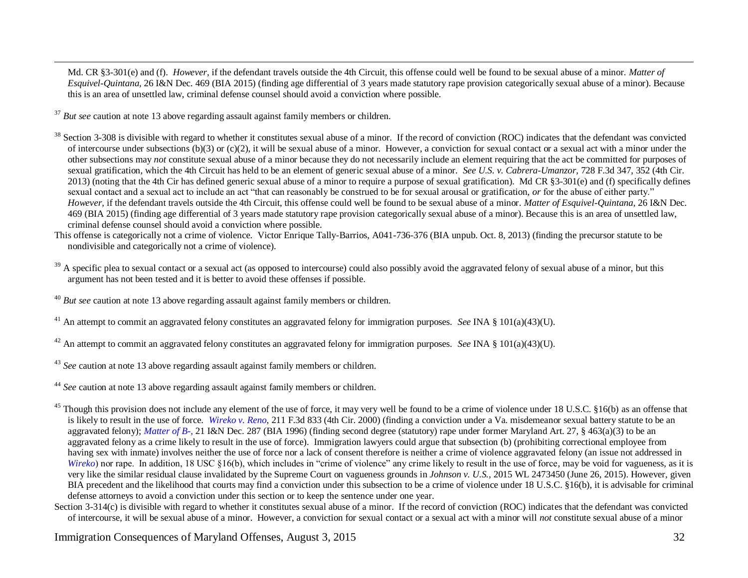Md. CR §3-301(e) and (f). *However*, if the defendant travels outside the 4th Circuit, this offense could well be found to be sexual abuse of a minor. *Matter of Esquivel-Quintana,* 26 I&N Dec. 469 (BIA 2015) (finding age differential of 3 years made statutory rape provision categorically sexual abuse of a minor). Because this is an area of unsettled law, criminal defense counsel should avoid a conviction where possible.

[37] *But see* caution at note 13 above regarding assault against family members or children.

[38] Section 3-308 is divisible with regard to whether it constitutes sexual abuse of a minor. If the record of conviction (ROC) indicates that the defendant was convicted of intercourse under subsections (b)(3) or (c)(2), it will be sexual abuse of a minor. However, a conviction for sexual contact or a sexual act with a minor under the other subsections may *not* constitute sexual abuse of a minor because they do not necessarily include an element requiring that the act be committed for purposes of sexual gratification, which the 4th Circuit has held to be an element of generic sexual abuse of a minor. *See U.S. v. Cabrera-Umanzor*, 728 F.3d 347, 352 (4th Cir. 2013) (noting that the 4th Cir has defined generic sexual abuse of a minor to require a purpose of sexual gratification). Md CR §3-301(e) and (f) specifically defines sexual contact and a sexual act to include an act "that can reasonably be construed to be for sexual arousal or gratification, *or* for the abuse of either party." *However,* if the defendant travels outside the 4th Circuit, this offense could well be found to be sexual abuse of a minor. *Matter of Esquivel-Quintana,* 26 I&N Dec. 469 (BIA 2015) (finding age differential of 3 years made statutory rape provision categorically sexual abuse of a minor). Because this is an area of unsettled law, criminal defense counsel should avoid a conviction where possible.

This offense is categorically not a crime of violence. Victor Enrique Tally-Barrios, A041-736-376 (BIA unpub. Oct. 8, 2013) (finding the precursor statute to be nondivisible and categorically not a crime of violence).

[39] A specific plea to sexual contact or a sexual act (as opposed to intercourse) could also possibly avoid the aggravated felony of sexual abuse of a minor, but this argument has not been tested and it is better to avoid these offenses if possible.

[40] *But see* caution at note 13 above regarding assault against family members or children.

[41] An attempt to commit an aggravated felony constitutes an aggravated felony for immigration purposes. *See* INA § 101(a)(43)(U).

[42] An attempt to commit an aggravated felony constitutes an aggravated felony for immigration purposes. *See* INA § 101(a)(43)(U).

[43] *See* caution at note 13 above regarding assault against family members or children.

[44] *See* caution at note 13 above regarding assault against family members or children.

[45] Though this provision does not include any element of the use of force, it may very well be found to be a crime of violence under 18 U.S.C. §16(b) as an offense that is likely to result in the use of force. *Wireko v. Reno*, 211 F.3d 833 (4th Cir. 2000) (finding a conviction under a Va. misdemeanor sexual battery statute to be an aggravated felony); *Matter of B-,* 21 I&N Dec. 287 (BIA 1996) (finding second degree (statutory) rape under former Maryland Art. 27, § 463(a)(3) to be an aggravated felony as a crime likely to result in the use of force). Immigration lawyers could argue that subsection (b) (prohibiting correctional employee from having sex with inmate) involves neither the use of force nor a lack of consent therefore is neither a crime of violence aggravated felony (an issue not addressed in *Wireko*) nor rape. In addition, 18 USC §16(b), which includes in "crime of violence" any crime likely to result in the use of force, may be void for vagueness, as it is very like the similar residual clause invalidated by the Supreme Court on vagueness grounds in *Johnson v. U.S.*, 2015 WL 2473450 (June 26, 2015). However, given BIA precedent and the likelihood that courts may find a conviction under this subsection to be a crime of violence under 18 U.S.C. §16(b), it is advisable for criminal defense attorneys to avoid a conviction under this section or to keep the sentence under one year.

Section 3-314(c) is divisible with regard to whether it constitutes sexual abuse of a minor. If the record of conviction (ROC) indicates that the defendant was convicted of intercourse, it will be sexual abuse of a minor. However, a conviction for sexual contact or a sexual act with a minor will *not* constitute sexual abuse of a minor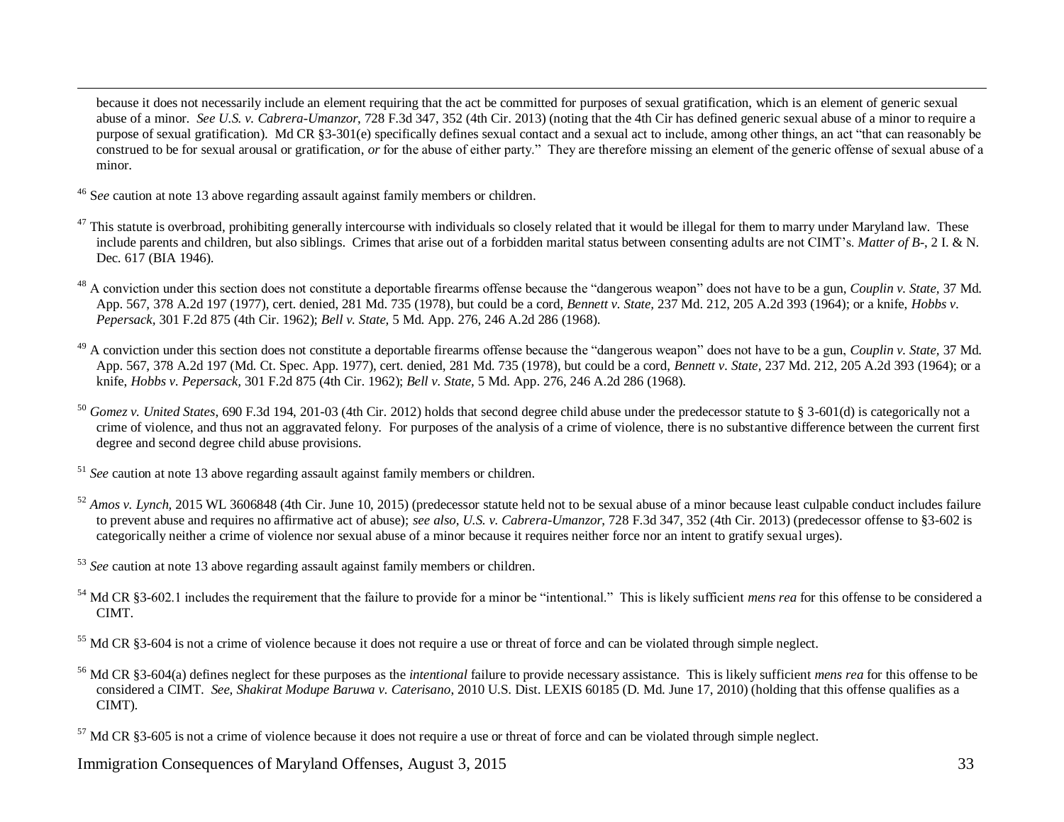because it does not necessarily include an element requiring that the act be committed for purposes of sexual gratification, which is an element of generic sexual abuse of a minor. *See U.S. v. Cabrera-Umanzor*, 728 F.3d 347, 352 (4th Cir. 2013) (noting that the 4th Cir has defined generic sexual abuse of a minor to require a purpose of sexual gratification). Md CR §3-301(e) specifically defines sexual contact and a sexual act to include, among other things, an act "that can reasonably be construed to be for sexual arousal or gratification, *or* for the abuse of either party." They are therefore missing an element of the generic offense of sexual abuse of a minor.

[46] S*ee* caution at note 13 above regarding assault against family members or children.

[47] This statute is overbroad, prohibiting generally intercourse with individuals so closely related that it would be illegal for them to marry under Maryland law. These include parents and children, but also siblings. Crimes that arise out of a forbidden marital status between consenting adults are not CIMT's. *Matter of B-*, 2 I. & N. Dec. 617 (BIA 1946).

[48] A conviction under this section does not constitute a deportable firearms offense because the "dangerous weapon" does not have to be a gun, *Couplin v. State,* 37 Md. App. 567, 378 A.2d 197 (1977), cert. denied, 281 Md. 735 (1978), but could be a cord, *Bennett v. State,* 237 Md. 212, 205 A.2d 393 (1964); or a knife, *Hobbs v. Pepersack,* 301 F.2d 875 (4th Cir. 1962); *Bell v. State,* 5 Md. App. 276, 246 A.2d 286 (1968).

[49] A conviction under this section does not constitute a deportable firearms offense because the "dangerous weapon" does not have to be a gun, *Couplin v. State,* 37 Md. App. 567, 378 A.2d 197 (Md. Ct. Spec. App. 1977), cert. denied, 281 Md. 735 (1978), but could be a cord, *Bennett v. State,* 237 Md. 212, 205 A.2d 393 (1964); or a knife, *Hobbs v. Pepersack,* 301 F.2d 875 (4th Cir. 1962); *Bell v. State,* 5 Md. App. 276, 246 A.2d 286 (1968).

[50] *Gomez v. United States*, 690 F.3d 194, 201-03 (4th Cir. 2012) holds that second degree child abuse under the predecessor statute to § 3-601(d) is categorically not a crime of violence, and thus not an aggravated felony. For purposes of the analysis of a crime of violence, there is no substantive difference between the current first degree and second degree child abuse provisions.

[51] *See* caution at note 13 above regarding assault against family members or children.

[52] *Amos v. Lynch,* 2015 WL 3606848 (4th Cir. June 10, 2015) (predecessor statute held not to be sexual abuse of a minor because least culpable conduct includes failure to prevent abuse and requires no affirmative act of abuse); *see also, U.S. v. Cabrera-Umanzor,* 728 F.3d 347, 352 (4th Cir. 2013) (predecessor offense to §3-602 is categorically neither a crime of violence nor sexual abuse of a minor because it requires neither force nor an intent to gratify sexual urges).

[53] *See* caution at note 13 above regarding assault against family members or children.

[54] Md CR §3-602.1 includes the requirement that the failure to provide for a minor be "intentional." This is likely sufficient *mens rea* for this offense to be considered a CIMT.

[55] Md CR §3-604 is not a crime of violence because it does not require a use or threat of force and can be violated through simple neglect.

[56] Md CR §3-604(a) defines neglect for these purposes as the *intentional* failure to provide necessary assistance. This is likely sufficient *mens rea* for this offense to be considered a CIMT. *See, Shakirat Modupe Baruwa v. Caterisano*, 2010 U.S. Dist. LEXIS 60185 (D. Md. June 17, 2010) (holding that this offense qualifies as a CIMT).

[57] Md CR §3-605 is not a crime of violence because it does not require a use or threat of force and can be violated through simple neglect.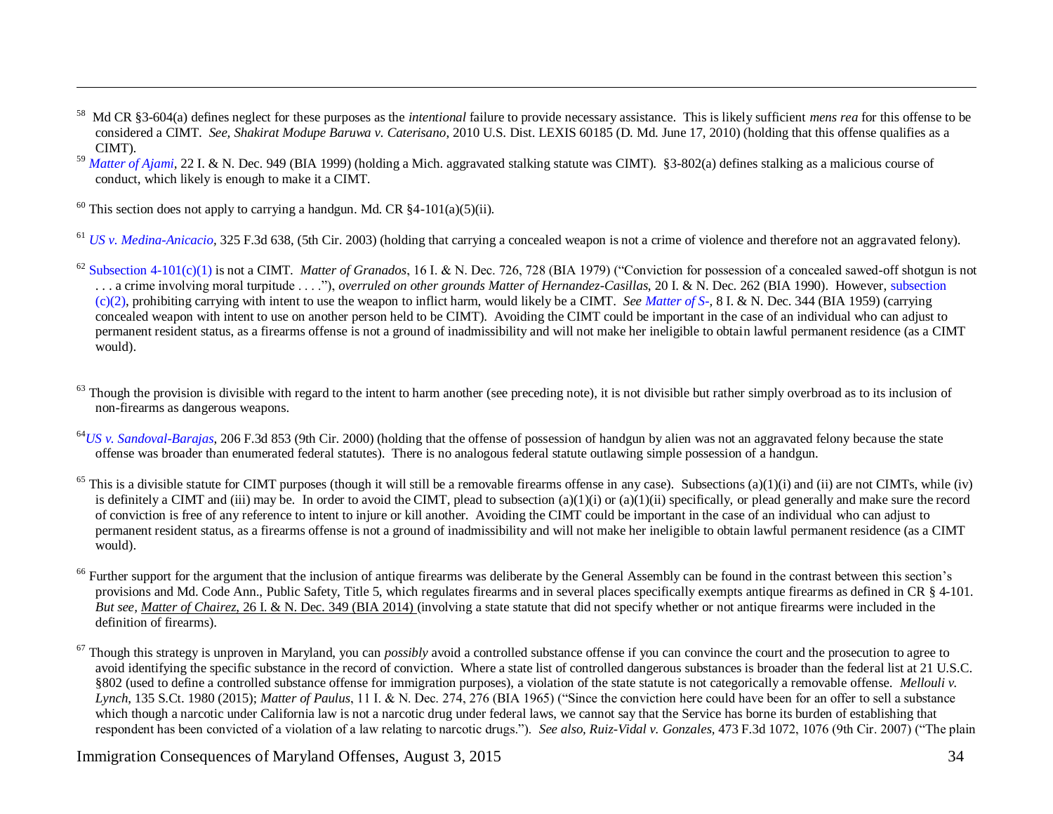[58] Md CR §3-604(a) defines neglect for these purposes as the *intentional* failure to provide necessary assistance. This is likely sufficient *mens rea* for this offense to be considered a CIMT. *See, Shakirat Modupe Baruwa v. Caterisano*, 2010 U.S. Dist. LEXIS 60185 (D. Md. June 17, 2010) (holding that this offense qualifies as a CIMT).

[59] *Matter of Ajami*, 22 I. & N. Dec. 949 (BIA 1999) (holding a Mich. aggravated stalking statute was CIMT). §3-802(a) defines stalking as a malicious course of conduct, which likely is enough to make it a CIMT.

[60] This section does not apply to carrying a handgun. Md. CR §4-101(a)(5)(ii).

[61] *US v. Medina-Anicacio*, 325 F.3d 638, (5th Cir. 2003) (holding that carrying a concealed weapon is not a crime of violence and therefore not an aggravated felony).

[62] Subsection 4-101(c)(1) is not a CIMT. *Matter of Granados*, 16 I. & N. Dec. 726, 728 (BIA 1979) ("Conviction for possession of a concealed sawed-off shotgun is not . . . a crime involving moral turpitude . . . ."), *overruled on other grounds Matter of Hernandez-Casillas*, 20 I. & N. Dec. 262 (BIA 1990). However, subsection (c)(2), prohibiting carrying with intent to use the weapon to inflict harm, would likely be a CIMT. *See Matter of S-*, 8 I. & N. Dec. 344 (BIA 1959) (carrying concealed weapon with intent to use on another person held to be CIMT). Avoiding the CIMT could be important in the case of an individual who can adjust to permanent resident status, as a firearms offense is not a ground of inadmissibility and will not make her ineligible to obtain lawful permanent residence (as a CIMT would).

[63] Though the provision is divisible with regard to the intent to harm another (see preceding note), it is not divisible but rather simply overbroad as to its inclusion of non-firearms as dangerous weapons.

[64] *US v. Sandoval-Barajas*, 206 F.3d 853 (9th Cir. 2000) (holding that the offense of possession of handgun by alien was not an aggravated felony because the state offense was broader than enumerated federal statutes). There is no analogous federal statute outlawing simple possession of a handgun.

[65] This is a divisible statute for CIMT purposes (though it will still be a removable firearms offense in any case). Subsections (a)(1)(i) and (ii) are not CIMTs, while (iv) is definitely a CIMT and (iii) may be. In order to avoid the CIMT, plead to subsection (a)(1)(i) or (a)(1)(ii) specifically, or plead generally and make sure the record of conviction is free of any reference to intent to injure or kill another. Avoiding the CIMT could be important in the case of an individual who can adjust to permanent resident status, as a firearms offense is not a ground of inadmissibility and will not make her ineligible to obtain lawful permanent residence (as a CIMT would).

[66] Further support for the argument that the inclusion of antique firearms was deliberate by the General Assembly can be found in the contrast between this section's provisions and Md. Code Ann., Public Safety, Title 5, which regulates firearms and in several places specifically exempts antique firearms as defined in CR § 4-101. *But see, Matter of Chairez*, 26 I. & N. Dec. 349 (BIA 2014) (involving a state statute that did not specify whether or not antique firearms were included in the definition of firearms).

[67] Though this strategy is unproven in Maryland, you can *possibly* avoid a controlled substance offense if you can convince the court and the prosecution to agree to avoid identifying the specific substance in the record of conviction. Where a state list of controlled dangerous substances is broader than the federal list at 21 U.S.C. §802 (used to define a controlled substance offense for immigration purposes), a violation of the state statute is not categorically a removable offense. *Mellouli v. Lynch*, 135 S.Ct. 1980 (2015); *Matter of Paulus*, 11 I. & N. Dec. 274, 276 (BIA 1965) ("Since the conviction here could have been for an offer to sell a substance which though a narcotic under California law is not a narcotic drug under federal laws, we cannot say that the Service has borne its burden of establishing that respondent has been convicted of a violation of a law relating to narcotic drugs."). *See also, Ruiz-Vidal v. Gonzales*, 473 F.3d 1072, 1076 (9th Cir. 2007) ("The plain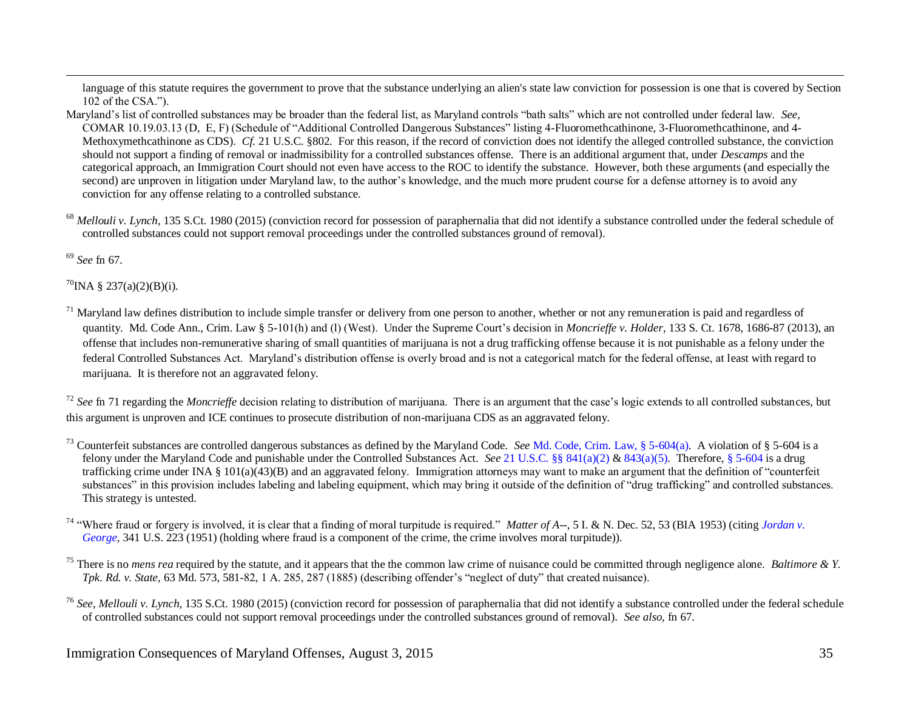language of this statute requires the government to prove that the substance underlying an alien's state law conviction for possession is one that is covered by Section 102 of the CSA.").

Maryland's list of controlled substances may be broader than the federal list, as Maryland controls "bath salts" which are not controlled under federal law. *See*, COMAR 10.19.03.13 (D, E, F) (Schedule of "Additional Controlled Dangerous Substances" listing 4-Fluoromethcathinone, 3-Fluoromethcathinone, and 4-Methoxymethcathinone as CDS). *Cf.* 21 U.S.C. §802. For this reason, if the record of conviction does not identify the alleged controlled substance, the conviction should not support a finding of removal or inadmissibility for a controlled substances offense. There is an additional argument that, under *Descamps* and the categorical approach, an Immigration Court should not even have access to the ROC to identify the substance. However, both these arguments (and especially the second) are unproven in litigation under Maryland law, to the author's knowledge, and the much more prudent course for a defense attorney is to avoid any conviction for any offense relating to a controlled substance.

[68] *Mellouli v. Lynch*, 135 S.Ct. 1980 (2015) (conviction record for possession of paraphernalia that did not identify a substance controlled under the federal schedule of controlled substances could not support removal proceedings under the controlled substances ground of removal).

[69] *See* fn 67.

[70] INA § 237(a)(2)(B)(i).

[71] Maryland law defines distribution to include simple transfer or delivery from one person to another, whether or not any remuneration is paid and regardless of quantity. Md. Code Ann., Crim. Law § 5-101(h) and (l) (West). Under the Supreme Court's decision in *Moncrieffe v. Holder*, 133 S. Ct. 1678, 1686-87 (2013), an offense that includes non-remunerative sharing of small quantities of marijuana is not a drug trafficking offense because it is not punishable as a felony under the federal Controlled Substances Act. Maryland's distribution offense is overly broad and is not a categorical match for the federal offense, at least with regard to marijuana. It is therefore not an aggravated felony.

[72] *See* fn 71 regarding the *Moncrieffe* decision relating to distribution of marijuana. There is an argument that the case's logic extends to all controlled substances, but this argument is unproven and ICE continues to prosecute distribution of non-marijuana CDS as an aggravated felony.

[73] Counterfeit substances are controlled dangerous substances as defined by the Maryland Code. *See* Md. Code, Crim. Law, § 5-604(a). A violation of § 5-604 is a felony under the Maryland Code and punishable under the Controlled Substances Act. *See* 21 U.S.C. §§ 841(a)(2) & 843(a)(5). Therefore, § 5-604 is a drug trafficking crime under INA § 101(a)(43)(B) and an aggravated felony. Immigration attorneys may want to make an argument that the definition of "counterfeit substances" in this provision includes labeling and labeling equipment, which may bring it outside of the definition of "drug trafficking" and controlled substances. This strategy is untested.

[74] "Where fraud or forgery is involved, it is clear that a finding of moral turpitude is required." *Matter of A--*, 5 I. & N. Dec. 52, 53 (BIA 1953) (citing *Jordan v. George*, 341 U.S. 223 (1951) (holding where fraud is a component of the crime, the crime involves moral turpitude)).

[75] There is no *mens rea* required by the statute, and it appears that the the common law crime of nuisance could be committed through negligence alone. *Baltimore & Y. Tpk. Rd. v. State*, 63 Md. 573, 581-82, 1 A. 285, 287 (1885) (describing offender's "neglect of duty" that created nuisance).

[76] *See, Mellouli v. Lynch*, 135 S.Ct. 1980 (2015) (conviction record for possession of paraphernalia that did not identify a substance controlled under the federal schedule of controlled substances could not support removal proceedings under the controlled substances ground of removal). *See also*, fn 67.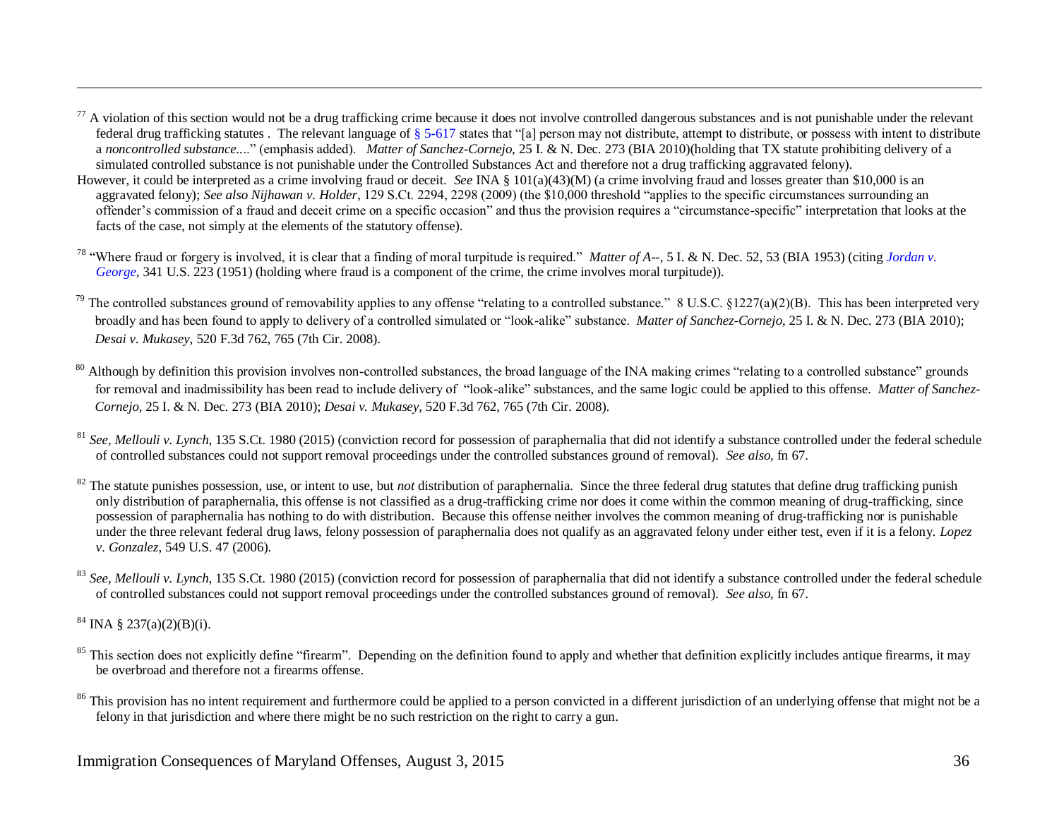[77] A violation of this section would not be a drug trafficking crime because it does not involve controlled dangerous substances and is not punishable under the relevant federal drug trafficking statutes . The relevant language of § 5-617 states that "[a] person may not distribute, attempt to distribute, or possess with intent to distribute a *noncontrolled substance*...." (emphasis added). *Matter of Sanchez-Cornejo*, 25 I. & N. Dec. 273 (BIA 2010)(holding that TX statute prohibiting delivery of a simulated controlled substance is not punishable under the Controlled Substances Act and therefore not a drug trafficking aggravated felony).

However, it could be interpreted as a crime involving fraud or deceit. *See* INA § 101(a)(43)(M) (a crime involving fraud and losses greater than $10,000 is an aggravated felony); *See also Nijhawan v. Holder*, 129 S.Ct. 2294, 2298 (2009) (the $10,000 threshold "applies to the specific circumstances surrounding an offender's commission of a fraud and deceit crime on a specific occasion" and thus the provision requires a "circumstance-specific" interpretation that looks at the facts of the case, not simply at the elements of the statutory offense).

[78] "Where fraud or forgery is involved, it is clear that a finding of moral turpitude is required." *Matter of A--*, 5 I. & N. Dec. 52, 53 (BIA 1953) (citing *Jordan v. George*, 341 U.S. 223 (1951) (holding where fraud is a component of the crime, the crime involves moral turpitude)).

[79] The controlled substances ground of removability applies to any offense "relating to a controlled substance." 8 U.S.C. §1227(a)(2)(B). This has been interpreted very broadly and has been found to apply to delivery of a controlled simulated or "look-alike" substance. *Matter of Sanchez-Cornejo*, 25 I. & N. Dec. 273 (BIA 2010); *Desai v. Mukasey*, 520 F.3d 762, 765 (7th Cir. 2008).

[80] Although by definition this provision involves non-controlled substances, the broad language of the INA making crimes "relating to a controlled substance" grounds for removal and inadmissibility has been read to include delivery of "look-alike" substances, and the same logic could be applied to this offense. *Matter of Sanchez-Cornejo*, 25 I. & N. Dec. 273 (BIA 2010); *Desai v. Mukasey*, 520 F.3d 762, 765 (7th Cir. 2008).

[81] *See, Mellouli v. Lynch*, 135 S.Ct. 1980 (2015) (conviction record for possession of paraphernalia that did not identify a substance controlled under the federal schedule of controlled substances could not support removal proceedings under the controlled substances ground of removal). *See also,* fn 67.

[82] The statute punishes possession, use, or intent to use, but *not* distribution of paraphernalia. Since the three federal drug statutes that define drug trafficking punish only distribution of paraphernalia, this offense is not classified as a drug-trafficking crime nor does it come within the common meaning of drug-trafficking, since possession of paraphernalia has nothing to do with distribution. Because this offense neither involves the common meaning of drug-trafficking nor is punishable under the three relevant federal drug laws, felony possession of paraphernalia does not qualify as an aggravated felony under either test, even if it is a felony. *Lopez v. Gonzalez*, 549 U.S. 47 (2006).

[83] *See, Mellouli v. Lynch*, 135 S.Ct. 1980 (2015) (conviction record for possession of paraphernalia that did not identify a substance controlled under the federal schedule of controlled substances could not support removal proceedings under the controlled substances ground of removal). *See also,* fn 67.

[84] INA § 237(a)(2)(B)(i).

[85] This section does not explicitly define "firearm". Depending on the definition found to apply and whether that definition explicitly includes antique firearms, it may be overbroad and therefore not a firearms offense.

[86] This provision has no intent requirement and furthermore could be applied to a person convicted in a different jurisdiction of an underlying offense that might not be a felony in that jurisdiction and where there might be no such restriction on the right to carry a gun.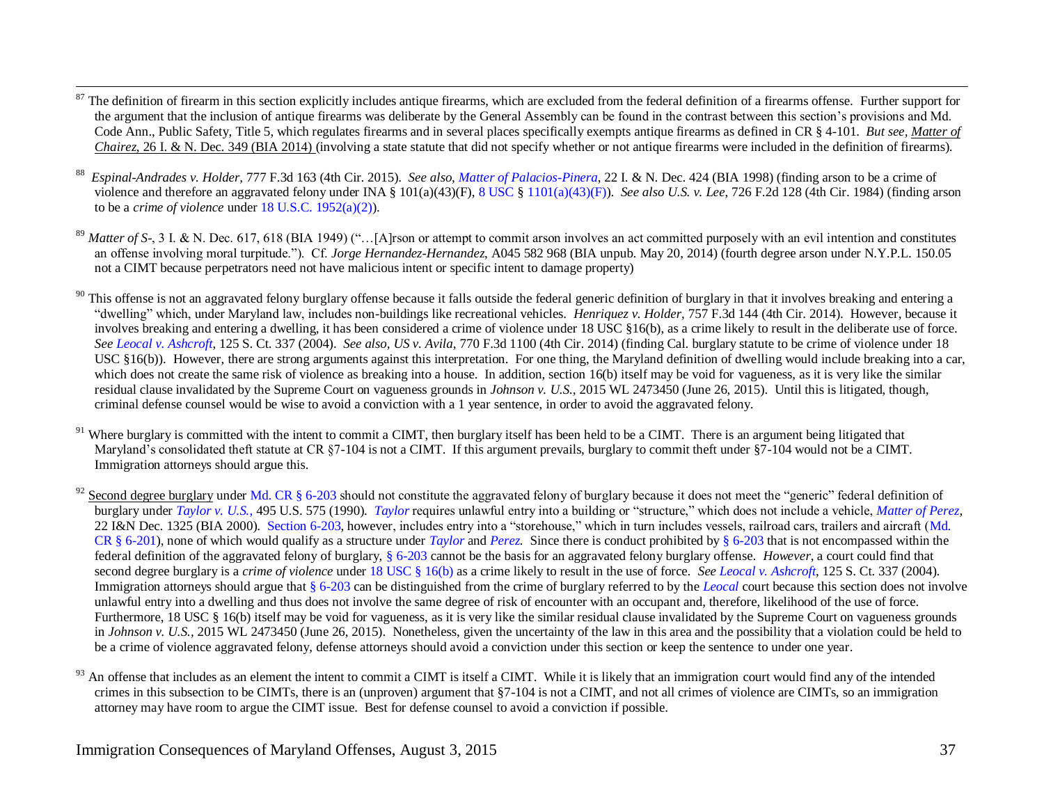[87] The definition of firearm in this section explicitly includes antique firearms, which are excluded from the federal definition of a firearms offense. Further support for the argument that the inclusion of antique firearms was deliberate by the General Assembly can be found in the contrast between this section's provisions and Md. Code Ann., Public Safety, Title 5, which regulates firearms and in several places specifically exempts antique firearms as defined in CR § 4-101. *But see*, *Matter of Chairez*, 26 I. & N. Dec. 349 (BIA 2014) (involving a state statute that did not specify whether or not antique firearms were included in the definition of firearms).

[88] *Espinal-Andrades v. Holder*, 777 F.3d 163 (4th Cir. 2015). *See also*, *Matter of Palacios-Pinera*, 22 I. & N. Dec. 424 (BIA 1998) (finding arson to be a crime of violence and therefore an aggravated felony under INA § 101(a)(43)(F), 8 USC § 1101(a)(43)(F)). *See also U.S. v. Lee*, 726 F.2d 128 (4th Cir. 1984) (finding arson to be a *crime of violence* under 18 U.S.C. 1952(a)(2)).

[89] *Matter of S-*, 3 I. & N. Dec. 617, 618 (BIA 1949) ("…[A]rson or attempt to commit arson involves an act committed purposely with an evil intention and constitutes an offense involving moral turpitude."). Cf. *Jorge Hernandez-Hernandez*, A045 582 968 (BIA unpub. May 20, 2014) (fourth degree arson under N.Y.P.L. 150.05 not a CIMT because perpetrators need not have malicious intent or specific intent to damage property)

[90] This offense is not an aggravated felony burglary offense because it falls outside the federal generic definition of burglary in that it involves breaking and entering a "dwelling" which, under Maryland law, includes non-buildings like recreational vehicles. *Henriquez v. Holder*, 757 F.3d 144 (4th Cir. 2014). However, because it involves breaking and entering a dwelling, it has been considered a crime of violence under 18 USC §16(b), as a crime likely to result in the deliberate use of force. *See Leocal v. Ashcroft*, 125 S. Ct. 337 (2004). *See also*, *US v. Avila*, 770 F.3d 1100 (4th Cir. 2014) (finding Cal. burglary statute to be crime of violence under 18 USC §16(b)). However, there are strong arguments against this interpretation. For one thing, the Maryland definition of dwelling would include breaking into a car, which does not create the same risk of violence as breaking into a house. In addition, section 16(b) itself may be void for vagueness, as it is very like the similar residual clause invalidated by the Supreme Court on vagueness grounds in *Johnson v. U.S.*, 2015 WL 2473450 (June 26, 2015). Until this is litigated, though, criminal defense counsel would be wise to avoid a conviction with a 1 year sentence, in order to avoid the aggravated felony.

[91] Where burglary is committed with the intent to commit a CIMT, then burglary itself has been held to be a CIMT. There is an argument being litigated that Maryland's consolidated theft statute at CR §7-104 is not a CIMT. If this argument prevails, burglary to commit theft under §7-104 would not be a CIMT. Immigration attorneys should argue this.

[92] Second degree burglary under Md. CR § 6-203 should not constitute the aggravated felony of burglary because it does not meet the "generic" federal definition of burglary under *Taylor v. U.S.*, 495 U.S. 575 (1990). *Taylor* requires unlawful entry into a building or "structure," which does not include a vehicle, *Matter of Perez*, 22 I&N Dec. 1325 (BIA 2000). Section 6-203, however, includes entry into a "storehouse," which in turn includes vessels, railroad cars, trailers and aircraft (Md. CR § 6-201), none of which would qualify as a structure under *Taylor* and *Perez*. Since there is conduct prohibited by § 6-203 that is not encompassed within the federal definition of the aggravated felony of burglary, § 6-203 cannot be the basis for an aggravated felony burglary offense. *However*, a court could find that second degree burglary is a *crime of violence* under 18 USC § 16(b) as a crime likely to result in the use of force. *See Leocal v. Ashcroft*, 125 S. Ct. 337 (2004). Immigration attorneys should argue that § 6-203 can be distinguished from the crime of burglary referred to by the *Leocal* court because this section does not involve unlawful entry into a dwelling and thus does not involve the same degree of risk of encounter with an occupant and, therefore, likelihood of the use of force. Furthermore, 18 USC § 16(b) itself may be void for vagueness, as it is very like the similar residual clause invalidated by the Supreme Court on vagueness grounds in *Johnson v. U.S.*, 2015 WL 2473450 (June 26, 2015). Nonetheless, given the uncertainty of the law in this area and the possibility that a violation could be held to be a crime of violence aggravated felony, defense attorneys should avoid a conviction under this section or keep the sentence to under one year.

[93] An offense that includes as an element the intent to commit a CIMT is itself a CIMT. While it is likely that an immigration court would find any of the intended crimes in this subsection to be CIMTs, there is an (unproven) argument that §7-104 is not a CIMT, and not all crimes of violence are CIMTs, so an immigration attorney may have room to argue the CIMT issue. Best for defense counsel to avoid a conviction if possible.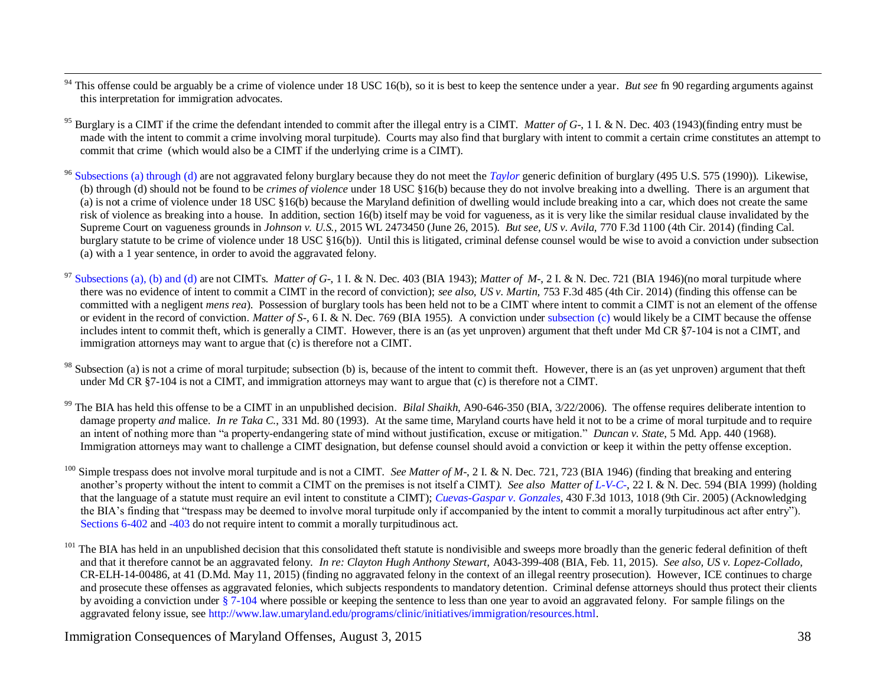[94] This offense could be arguably be a crime of violence under 18 USC 16(b), so it is best to keep the sentence under a year. *But see* fn 90 regarding arguments against this interpretation for immigration advocates.

[95] Burglary is a CIMT if the crime the defendant intended to commit after the illegal entry is a CIMT. *Matter of G-*, 1 I. & N. Dec. 403 (1943)(finding entry must be made with the intent to commit a crime involving moral turpitude). Courts may also find that burglary with intent to commit a certain crime constitutes an attempt to commit that crime (which would also be a CIMT if the underlying crime is a CIMT).

[96] Subsections (a) through (d) are not aggravated felony burglary because they do not meet the *Taylor* generic definition of burglary (495 U.S. 575 (1990)). Likewise, (b) through (d) should not be found to be *crimes of violence* under 18 USC §16(b) because they do not involve breaking into a dwelling. There is an argument that (a) is not a crime of violence under 18 USC §16(b) because the Maryland definition of dwelling would include breaking into a car, which does not create the same risk of violence as breaking into a house. In addition, section 16(b) itself may be void for vagueness, as it is very like the similar residual clause invalidated by the Supreme Court on vagueness grounds in *Johnson v. U.S.*, 2015 WL 2473450 (June 26, 2015). *But see, US v. Avila*, 770 F.3d 1100 (4th Cir. 2014) (finding Cal. burglary statute to be crime of violence under 18 USC §16(b)). Until this is litigated, criminal defense counsel would be wise to avoid a conviction under subsection (a) with a 1 year sentence, in order to avoid the aggravated felony.

[97] Subsections (a), (b) and (d) are not CIMTs. *Matter of G-*, 1 I. & N. Dec. 403 (BIA 1943); *Matter of M-*, 2 I. & N. Dec. 721 (BIA 1946)(no moral turpitude where there was no evidence of intent to commit a CIMT in the record of conviction); *see also, US v. Martin*, 753 F.3d 485 (4th Cir. 2014) (finding this offense can be committed with a negligent *mens rea*). Possession of burglary tools has been held not to be a CIMT where intent to commit a CIMT is not an element of the offense or evident in the record of conviction. *Matter of S-*, 6 I. & N. Dec. 769 (BIA 1955). A conviction under subsection (c) would likely be a CIMT because the offense includes intent to commit theft, which is generally a CIMT. However, there is an (as yet unproven) argument that theft under Md CR §7-104 is not a CIMT, and immigration attorneys may want to argue that (c) is therefore not a CIMT.

[98] Subsection (a) is not a crime of moral turpitude; subsection (b) is, because of the intent to commit theft. However, there is an (as yet unproven) argument that theft under Md CR §7-104 is not a CIMT, and immigration attorneys may want to argue that (c) is therefore not a CIMT.

[99] The BIA has held this offense to be a CIMT in an unpublished decision. *Bilal Shaikh*, A90-646-350 (BIA, 3/22/2006). The offense requires deliberate intention to damage property *and* malice. *In re Taka C.*, 331 Md. 80 (1993). At the same time, Maryland courts have held it not to be a crime of moral turpitude and to require an intent of nothing more than "a property-endangering state of mind without justification, excuse or mitigation." *Duncan v. State*, 5 Md. App. 440 (1968). Immigration attorneys may want to challenge a CIMT designation, but defense counsel should avoid a conviction or keep it within the petty offense exception.

[100] Simple trespass does not involve moral turpitude and is not a CIMT. *See Matter of M-*, 2 I. & N. Dec. 721, 723 (BIA 1946) (finding that breaking and entering another's property without the intent to commit a CIMT on the premises is not itself a CIMT*). See also Matter of L-V-C-*, 22 I. & N. Dec. 594 (BIA 1999) (holding that the language of a statute must require an evil intent to constitute a CIMT); *Cuevas-Gaspar v. Gonzales*, 430 F.3d 1013, 1018 (9th Cir. 2005) (Acknowledging the BIA's finding that "trespass may be deemed to involve moral turpitude only if accompanied by the intent to commit a morally turpitudinous act after entry"). Sections 6-402 and -403 do not require intent to commit a morally turpitudinous act.

[101] The BIA has held in an unpublished decision that this consolidated theft statute is nondivisible and sweeps more broadly than the generic federal definition of theft and that it therefore cannot be an aggravated felony. *In re: Clayton Hugh Anthony Stewart,* A043-399-408 (BIA, Feb. 11, 2015). *See also, US v. Lopez-Collado,* CR-ELH-14-00486, at 41 (D.Md. May 11, 2015) (finding no aggravated felony in the context of an illegal reentry prosecution). However, ICE continues to charge and prosecute these offenses as aggravated felonies, which subjects respondents to mandatory detention. Criminal defense attorneys should thus protect their clients by avoiding a conviction under § 7-104 where possible or keeping the sentence to less than one year to avoid an aggravated felony. For sample filings on the aggravated felony issue, see http://www.law.umaryland.edu/programs/clinic/initiatives/immigration/resources.html.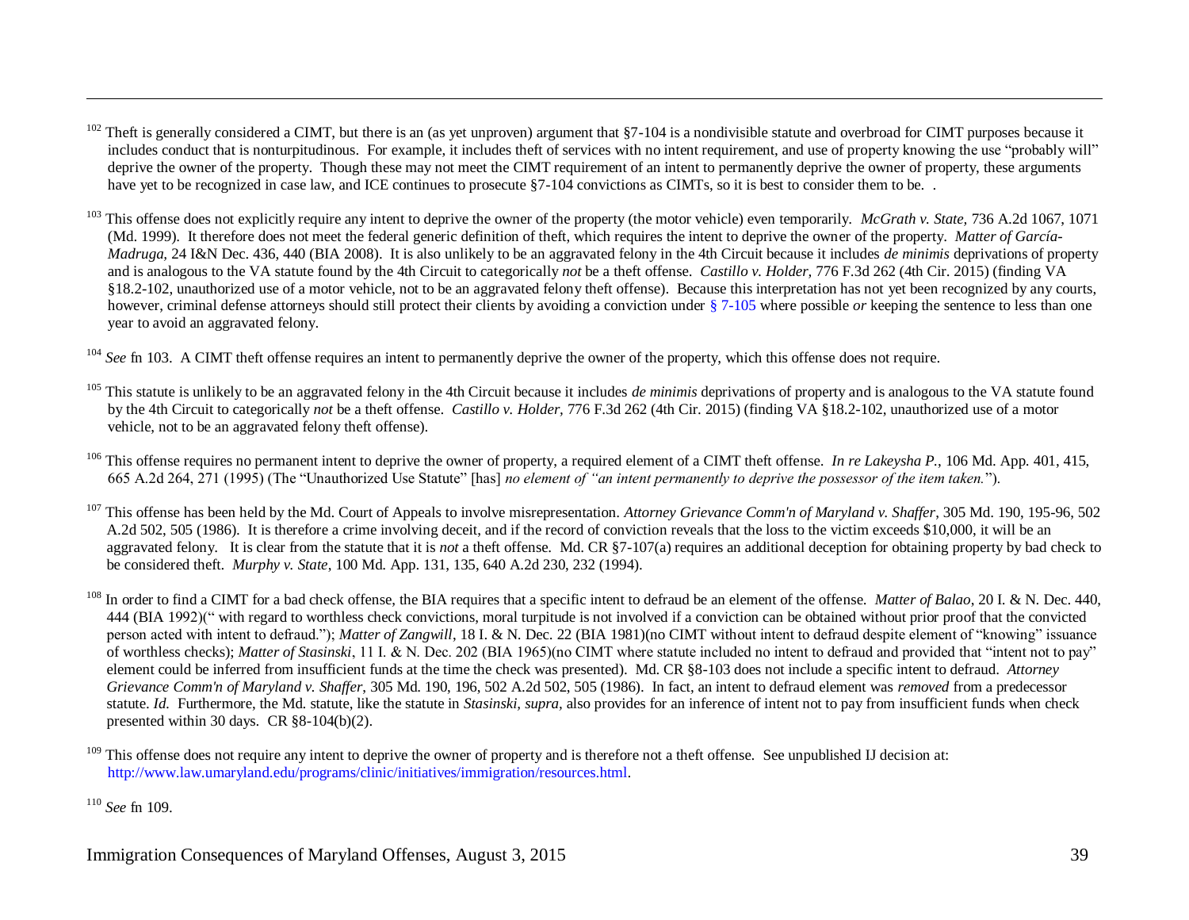[102] Theft is generally considered a CIMT, but there is an (as yet unproven) argument that §7-104 is a nondivisible statute and overbroad for CIMT purposes because it includes conduct that is nonturpitudinous. For example, it includes theft of services with no intent requirement, and use of property knowing the use "probably will" deprive the owner of the property. Though these may not meet the CIMT requirement of an intent to permanently deprive the owner of property, these arguments have yet to be recognized in case law, and ICE continues to prosecute §7-104 convictions as CIMTs, so it is best to consider them to be. .

[103] This offense does not explicitly require any intent to deprive the owner of the property (the motor vehicle) even temporarily. *McGrath v. State,* 736 A.2d 1067, 1071 (Md. 1999). It therefore does not meet the federal generic definition of theft, which requires the intent to deprive the owner of the property. *Matter of García-Madruga,* 24 I&N Dec. 436, 440 (BIA 2008). It is also unlikely to be an aggravated felony in the 4th Circuit because it includes *de minimis* deprivations of property and is analogous to the VA statute found by the 4th Circuit to categorically *not* be a theft offense. *Castillo v. Holder,* 776 F.3d 262 (4th Cir. 2015) (finding VA §18.2-102, unauthorized use of a motor vehicle, not to be an aggravated felony theft offense). Because this interpretation has not yet been recognized by any courts, however, criminal defense attorneys should still protect their clients by avoiding a conviction under § 7-105 where possible *or* keeping the sentence to less than one year to avoid an aggravated felony.

[104] *See* fn 103. A CIMT theft offense requires an intent to permanently deprive the owner of the property, which this offense does not require.

[105] This statute is unlikely to be an aggravated felony in the 4th Circuit because it includes *de minimis* deprivations of property and is analogous to the VA statute found by the 4th Circuit to categorically *not* be a theft offense. *Castillo v. Holder,* 776 F.3d 262 (4th Cir. 2015) (finding VA §18.2-102, unauthorized use of a motor vehicle, not to be an aggravated felony theft offense).

[106] This offense requires no permanent intent to deprive the owner of property, a required element of a CIMT theft offense. *In re Lakeysha P.*, 106 Md. App. 401, 415, 665 A.2d 264, 271 (1995) (The "Unauthorized Use Statute" [has] *no element of "an intent permanently to deprive the possessor of the item taken."*).

[107] This offense has been held by the Md. Court of Appeals to involve misrepresentation. *Attorney Grievance Comm'n of Maryland v. Shaffer*, 305 Md. 190, 195-96, 502 A.2d 502, 505 (1986). It is therefore a crime involving deceit, and if the record of conviction reveals that the loss to the victim exceeds $10,000, it will be an aggravated felony. It is clear from the statute that it is *not* a theft offense. Md. CR §7-107(a) requires an additional deception for obtaining property by bad check to be considered theft. *Murphy v. State*, 100 Md. App. 131, 135, 640 A.2d 230, 232 (1994).

[108] In order to find a CIMT for a bad check offense, the BIA requires that a specific intent to defraud be an element of the offense. *Matter of Balao*, 20 I. & N. Dec. 440, 444 (BIA 1992)(" with regard to worthless check convictions, moral turpitude is not involved if a conviction can be obtained without prior proof that the convicted person acted with intent to defraud."); *Matter of Zangwill,* 18 I. & N. Dec. 22 (BIA 1981)(no CIMT without intent to defraud despite element of "knowing" issuance of worthless checks); *Matter of Stasinski*, 11 I. & N. Dec. 202 (BIA 1965)(no CIMT where statute included no intent to defraud and provided that "intent not to pay" element could be inferred from insufficient funds at the time the check was presented). Md. CR §8-103 does not include a specific intent to defraud. *Attorney Grievance Comm'n of Maryland v. Shaffer*, 305 Md. 190, 196, 502 A.2d 502, 505 (1986). In fact, an intent to defraud element was *removed* from a predecessor statute. *Id.* Furthermore, the Md. statute, like the statute in *Stasinski, supra,* also provides for an inference of intent not to pay from insufficient funds when check presented within 30 days. CR §8-104(b)(2).

[109] This offense does not require any intent to deprive the owner of property and is therefore not a theft offense. See unpublished IJ decision at: http://www.law.umaryland.edu/programs/clinic/initiatives/immigration/resources.html.

[110] *See* fn 109.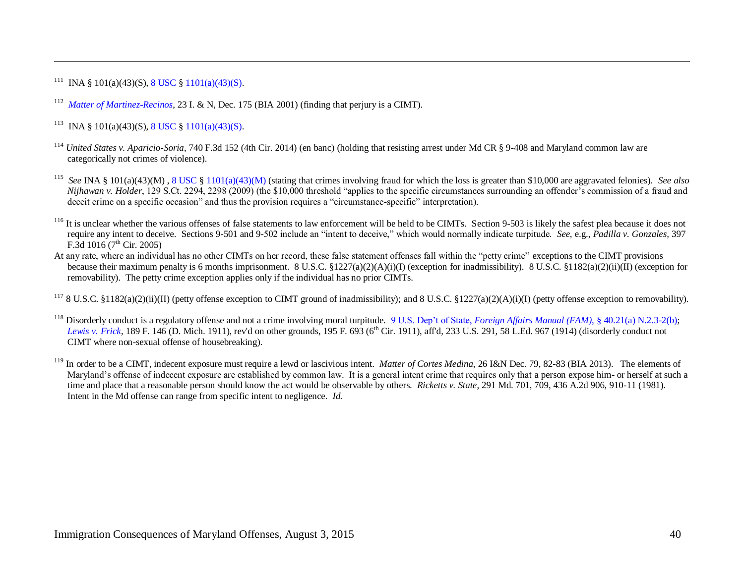[111] INA § 101(a)(43)(S), 8 USC § 1101(a)(43)(S).

[112] *Matter of Martinez-Recinos*, 23 I. & N, Dec. 175 (BIA 2001) (finding that perjury is a CIMT).

[113] INA § 101(a)(43)(S), 8 USC § 1101(a)(43)(S).

[114] *United States v. Aparicio-Soria*, 740 F.3d 152 (4th Cir. 2014) (en banc) (holding that resisting arrest under Md CR § 9-408 and Maryland common law are categorically not crimes of violence).

[115] *See* INA § 101(a)(43)(M) , 8 USC § 1101(a)(43)(M) (stating that crimes involving fraud for which the loss is greater than $10,000 are aggravated felonies). *See also Nijhawan v. Holder*, 129 S.Ct. 2294, 2298 (2009) (the $10,000 threshold "applies to the specific circumstances surrounding an offender's commission of a fraud and deceit crime on a specific occasion" and thus the provision requires a "circumstance-specific" interpretation).

[116] It is unclear whether the various offenses of false statements to law enforcement will be held to be CIMTs. Section 9-503 is likely the safest plea because it does not require any intent to deceive. Sections 9-501 and 9-502 include an "intent to deceive," which would normally indicate turpitude. *See,* e.g., *Padilla v. Gonzales*, 397 F.3d 1016 (7th Cir. 2005)

At any rate, where an individual has no other CIMTs on her record, these false statement offenses fall within the "petty crime" exceptions to the CIMT provisions because their maximum penalty is 6 months imprisonment. 8 U.S.C. §1227(a)(2)(A)(i)(I) (exception for inadmissibility). 8 U.S.C. §1182(a)(2)(ii)(II) (exception for removability). The petty crime exception applies only if the individual has no prior CIMTs.

[117] 8 U.S.C. §1182(a)(2)(ii)(II) (petty offense exception to CIMT ground of inadmissibility); and 8 U.S.C. §1227(a)(2)(A)(i)(I) (petty offense exception to removability).

[118] Disorderly conduct is a regulatory offense and not a crime involving moral turpitude. 9 U.S. Dep't of State, *Foreign Affairs Manual (FAM)*, § 40.21(a) N.2.3-2(b); *Lewis v. Frick*, 189 F. 146 (D. Mich. 1911), rev'd on other grounds, 195 F. 693 (6th Cir. 1911), aff'd, 233 U.S. 291, 58 L.Ed. 967 (1914) (disorderly conduct not CIMT where non-sexual offense of housebreaking).

[119] In order to be a CIMT, indecent exposure must require a lewd or lascivious intent. *Matter of Cortes Medina*, 26 I&N Dec. 79, 82-83 (BIA 2013). The elements of Maryland's offense of indecent exposure are established by common law. It is a general intent crime that requires only that a person expose him- or herself at such a time and place that a reasonable person should know the act would be observable by others. *Ricketts v. State*, 291 Md. 701, 709, 436 A.2d 906, 910-11 (1981). Intent in the Md offense can range from specific intent to negligence. *Id.*